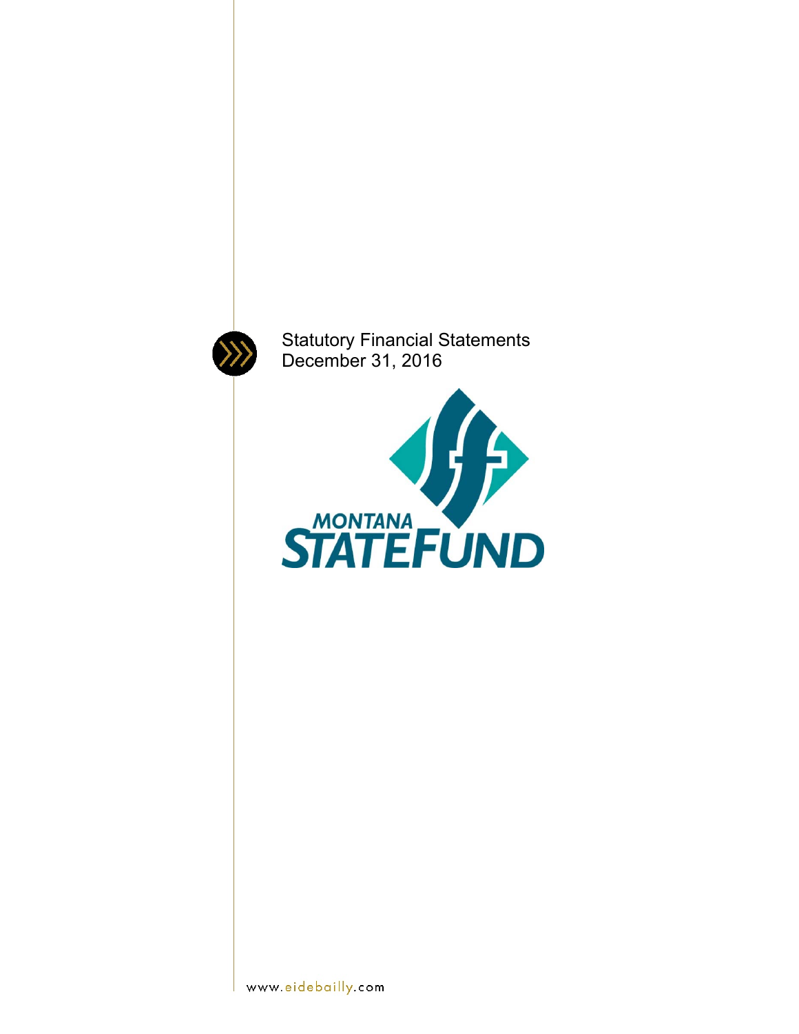Statutory Financial Statements
December 31, 2016

MONTANA
STATEFUND

www.eidebailly.com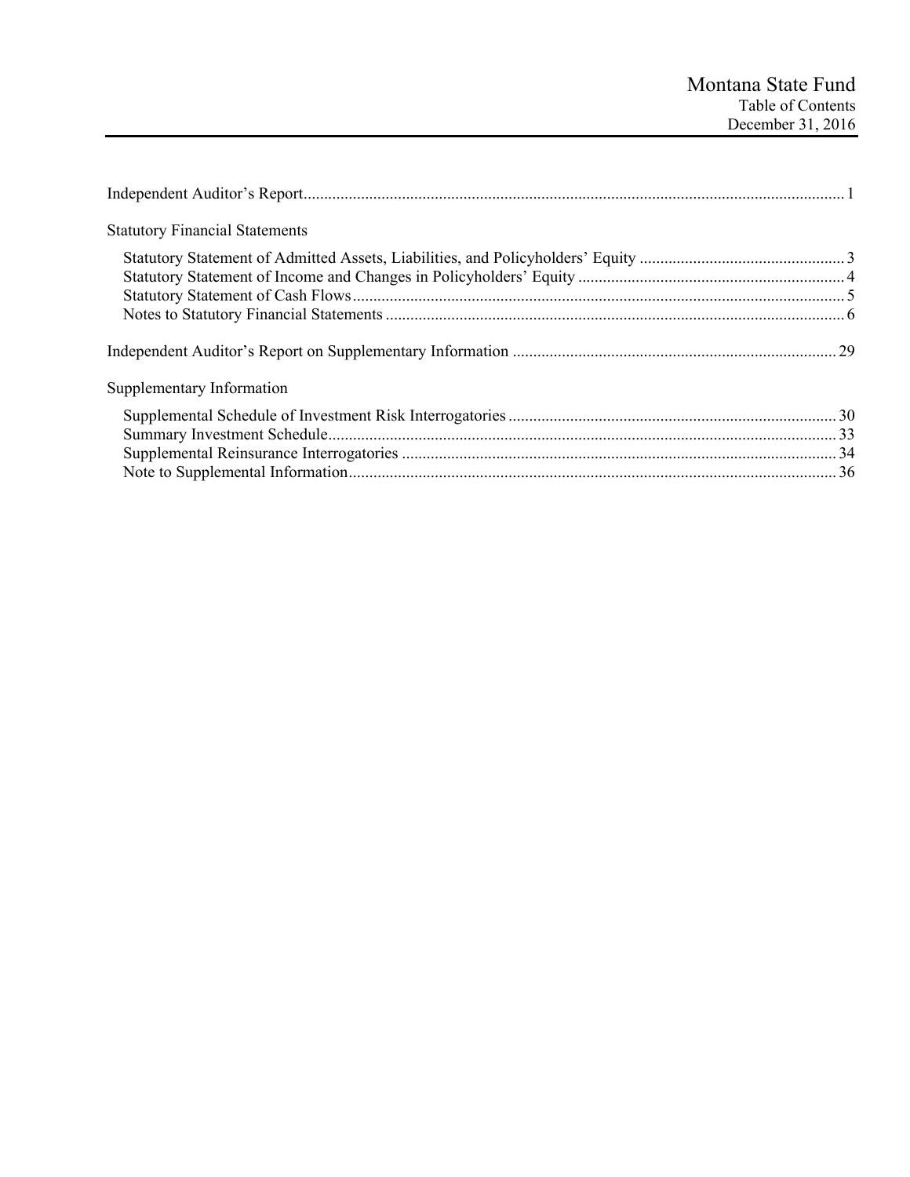# Montana State Fund

## Table of Contents

December 31, 2016

| | |
|---|---|
| Independent Auditor's Report | 1 |
| **Statutory Financial Statements** | |
| Statutory Statement of Admitted Assets, Liabilities, and Policyholders' Equity | 3 |
| Statutory Statement of Income and Changes in Policyholders' Equity | 4 |
| Statutory Statement of Cash Flows | 5 |
| Notes to Statutory Financial Statements | 6 |
| Independent Auditor's Report on Supplementary Information | 29 |
| **Supplementary Information** | |
| Supplemental Schedule of Investment Risk Interrogatories | 30 |
| Summary Investment Schedule | 33 |
| Supplemental Reinsurance Interrogatories | 34 |
| Note to Supplemental Information | 36 |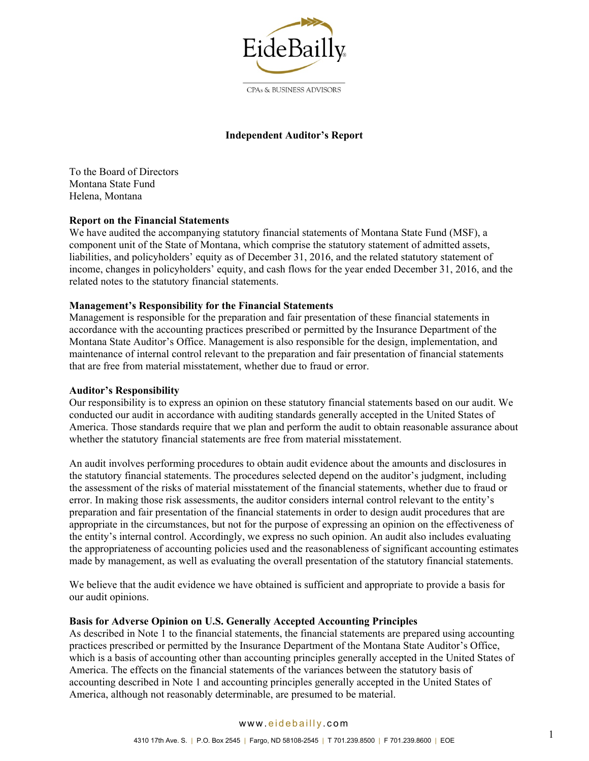# Independent Auditor's Report

To the Board of Directors
Montana State Fund
Helena, Montana

## Report on the Financial Statements

We have audited the accompanying statutory financial statements of Montana State Fund (MSF), a component unit of the State of Montana, which comprise the statutory statement of admitted assets, liabilities, and policyholders' equity as of December 31, 2016, and the related statutory statement of income, changes in policyholders' equity, and cash flows for the year ended December 31, 2016, and the related notes to the statutory financial statements.

## Management's Responsibility for the Financial Statements

Management is responsible for the preparation and fair presentation of these financial statements in accordance with the accounting practices prescribed or permitted by the Insurance Department of the Montana State Auditor's Office. Management is also responsible for the design, implementation, and maintenance of internal control relevant to the preparation and fair presentation of financial statements that are free from material misstatement, whether due to fraud or error.

## Auditor's Responsibility

Our responsibility is to express an opinion on these statutory financial statements based on our audit. We conducted our audit in accordance with auditing standards generally accepted in the United States of America. Those standards require that we plan and perform the audit to obtain reasonable assurance about whether the statutory financial statements are free from material misstatement.

An audit involves performing procedures to obtain audit evidence about the amounts and disclosures in the statutory financial statements. The procedures selected depend on the auditor's judgment, including the assessment of the risks of material misstatement of the financial statements, whether due to fraud or error. In making those risk assessments, the auditor considers internal control relevant to the entity's preparation and fair presentation of the financial statements in order to design audit procedures that are appropriate in the circumstances, but not for the purpose of expressing an opinion on the effectiveness of the entity's internal control. Accordingly, we express no such opinion. An audit also includes evaluating the appropriateness of accounting policies used and the reasonableness of significant accounting estimates made by management, as well as evaluating the overall presentation of the statutory financial statements.

We believe that the audit evidence we have obtained is sufficient and appropriate to provide a basis for our audit opinions.

## Basis for Adverse Opinion on U.S. Generally Accepted Accounting Principles

As described in Note 1 to the financial statements, the financial statements are prepared using accounting practices prescribed or permitted by the Insurance Department of the Montana State Auditor's Office, which is a basis of accounting other than accounting principles generally accepted in the United States of America. The effects on the financial statements of the variances between the statutory basis of accounting described in Note 1 and accounting principles generally accepted in the United States of America, although not reasonably determinable, are presumed to be material.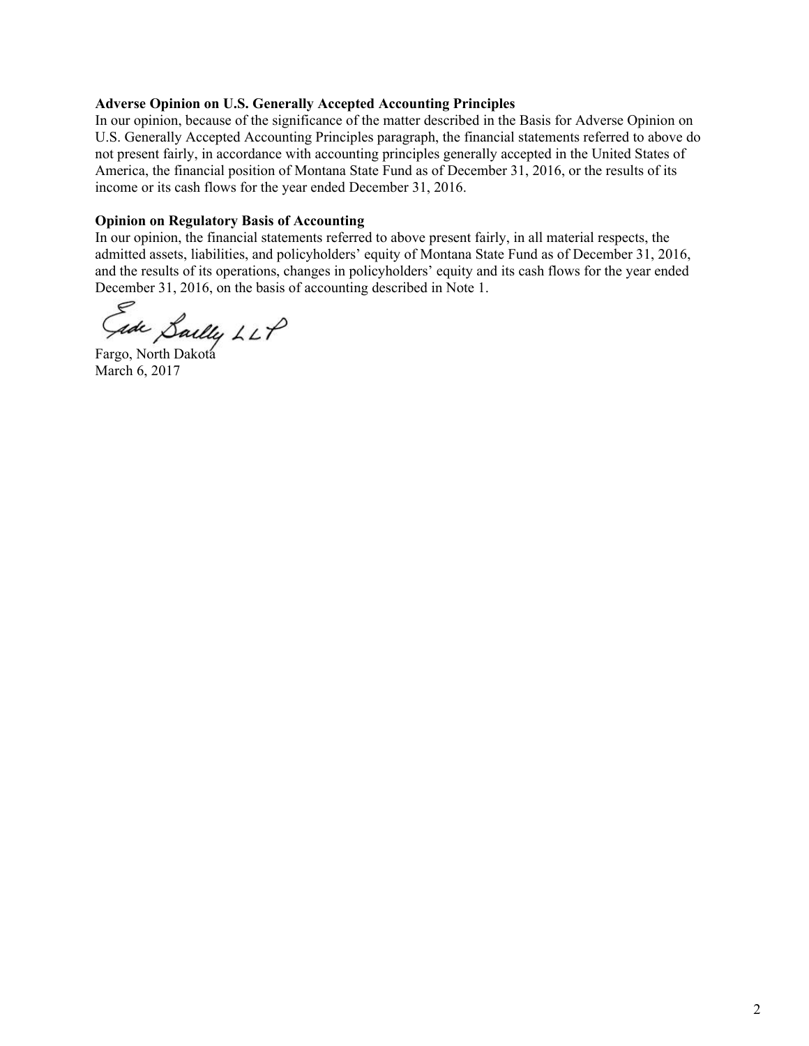**Adverse Opinion on U.S. Generally Accepted Accounting Principles**

In our opinion, because of the significance of the matter described in the Basis for Adverse Opinion on U.S. Generally Accepted Accounting Principles paragraph, the financial statements referred to above do not present fairly, in accordance with accounting principles generally accepted in the United States of America, the financial position of Montana State Fund as of December 31, 2016, or the results of its income or its cash flows for the year ended December 31, 2016.

**Opinion on Regulatory Basis of Accounting**

In our opinion, the financial statements referred to above present fairly, in all material respects, the admitted assets, liabilities, and policyholders' equity of Montana State Fund as of December 31, 2016, and the results of its operations, changes in policyholders' equity and its cash flows for the year ended December 31, 2016, on the basis of accounting described in Note 1.

Eide Bailly LLP

Fargo, North Dakota
March 6, 2017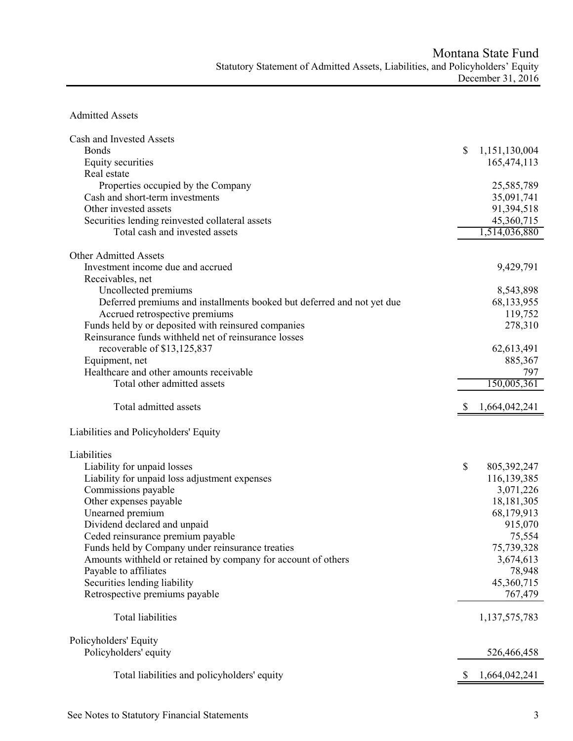# Montana State Fund

## Statutory Statement of Admitted Assets, Liabilities, and Policyholders' Equity

December 31, 2016

| | |
|---|---|
| **Admitted Assets** | |
| **Cash and Invested Assets** | |
| Bonds | $ 1,151,130,004 |
| Equity securities | 165,474,113 |
| Real estate | |
| Properties occupied by the Company | 25,585,789 |
| Cash and short-term investments | 35,091,741 |
| Other invested assets | 91,394,518 |
| Securities lending reinvested collateral assets | 45,360,715 |
| Total cash and invested assets | 1,514,036,880 |
| **Other Admitted Assets** | |
| Investment income due and accrued | 9,429,791 |
| Receivables, net | |
| Uncollected premiums | 8,543,898 |
| Deferred premiums and installments booked but deferred and not yet due | 68,133,955 |
| Accrued retrospective premiums | 119,752 |
| Funds held by or deposited with reinsured companies | 278,310 |
| Reinsurance funds withheld net of reinsurance losses recoverable of $13,125,837 | 62,613,491 |
| Equipment, net | 885,367 |
| Healthcare and other amounts receivable | 797 |
| Total other admitted assets | 150,005,361 |
| Total admitted assets | $ 1,664,042,241 |
| **Liabilities and Policyholders' Equity** | |
| **Liabilities** | |
| Liability for unpaid losses | $ 805,392,247 |
| Liability for unpaid loss adjustment expenses | 116,139,385 |
| Commissions payable | 3,071,226 |
| Other expenses payable | 18,181,305 |
| Unearned premium | 68,179,913 |
| Dividend declared and unpaid | 915,070 |
| Ceded reinsurance premium payable | 75,554 |
| Funds held by Company under reinsurance treaties | 75,739,328 |
| Amounts withheld or retained by company for account of others | 3,674,613 |
| Payable to affiliates | 78,948 |
| Securities lending liability | 45,360,715 |
| Retrospective premiums payable | 767,479 |
| Total liabilities | 1,137,575,783 |
| **Policyholders' Equity** | |
| Policyholders' equity | 526,466,458 |
| Total liabilities and policyholders' equity | $ 1,664,042,241 |

See Notes to Statutory Financial Statements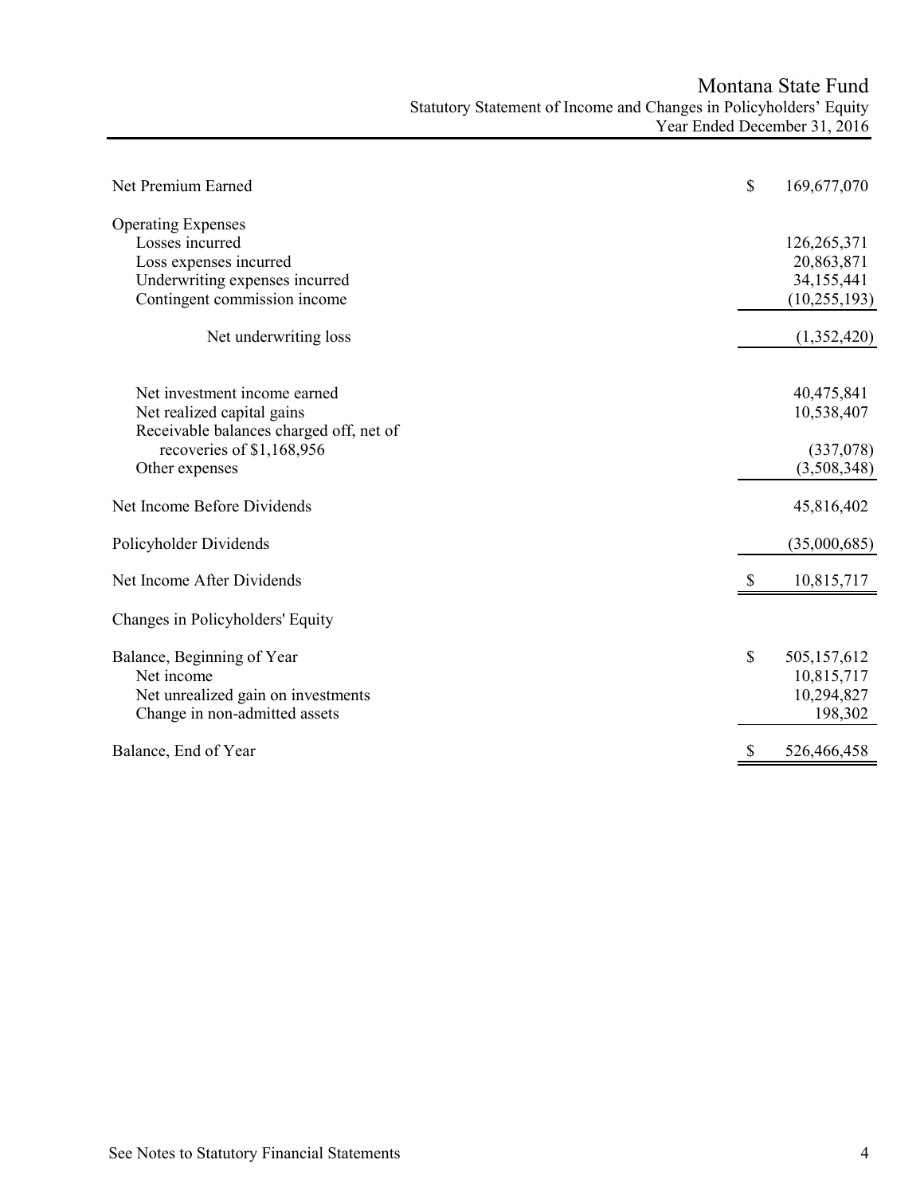# Montana State Fund

## Statutory Statement of Income and Changes in Policyholders' Equity

### Year Ended December 31, 2016

| | |
|---|---|
| Net Premium Earned | $ 169,677,070 |
| **Operating Expenses** | |
| Losses incurred | 126,265,371 |
| Loss expenses incurred | 20,863,871 |
| Underwriting expenses incurred | 34,155,441 |
| Contingent commission income | (10,255,193) |
| Net underwriting loss | (1,352,420) |
| Net investment income earned | 40,475,841 |
| Net realized capital gains | 10,538,407 |
| Receivable balances charged off, net of recoveries of $1,168,956 | (337,078) |
| Other expenses | (3,508,348) |
| Net Income Before Dividends | 45,816,402 |
| Policyholder Dividends | (35,000,685) |
| Net Income After Dividends | $ 10,815,717 |
| **Changes in Policyholders' Equity** | |
| Balance, Beginning of Year | $ 505,157,612 |
| Net income | 10,815,717 |
| Net unrealized gain on investments | 10,294,827 |
| Change in non-admitted assets | 198,302 |
| Balance, End of Year | $ 526,466,458 |

See Notes to Statutory Financial Statements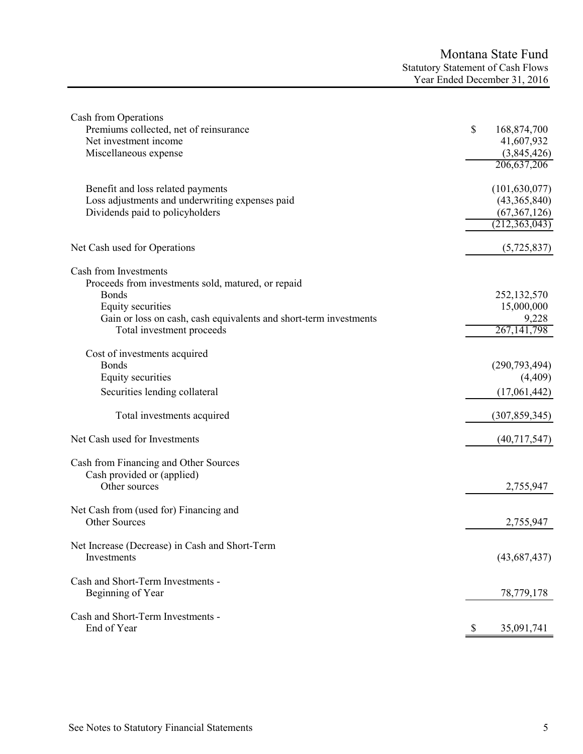# Montana State Fund

## Statutory Statement of Cash Flows

### Year Ended December 31, 2016

| | |
|---|---|
| **Cash from Operations** | |
| Premiums collected, net of reinsurance | $ 168,874,700 |
| Net investment income | 41,607,932 |
| Miscellaneous expense | (3,845,426) |
| | 206,637,206 |
| Benefit and loss related payments | (101,630,077) |
| Loss adjustments and underwriting expenses paid | (43,365,840) |
| Dividends paid to policyholders | (67,367,126) |
| | (212,363,043) |
| Net Cash used for Operations | (5,725,837) |
| **Cash from Investments** | |
| Proceeds from investments sold, matured, or repaid | |
| Bonds | 252,132,570 |
| Equity securities | 15,000,000 |
| Gain or loss on cash, cash equivalents and short-term investments | 9,228 |
| Total investment proceeds | 267,141,798 |
| Cost of investments acquired | |
| Bonds | (290,793,494) |
| Equity securities | (4,409) |
| Securities lending collateral | (17,061,442) |
| Total investments acquired | (307,859,345) |
| Net Cash used for Investments | (40,717,547) |
| **Cash from Financing and Other Sources** | |
| Cash provided or (applied) | |
| Other sources | 2,755,947 |
| Net Cash from (used for) Financing and Other Sources | 2,755,947 |
| Net Increase (Decrease) in Cash and Short-Term Investments | (43,687,437) |
| Cash and Short-Term Investments - Beginning of Year | 78,779,178 |
| Cash and Short-Term Investments - End of Year | $ 35,091,741 |

See Notes to Statutory Financial Statements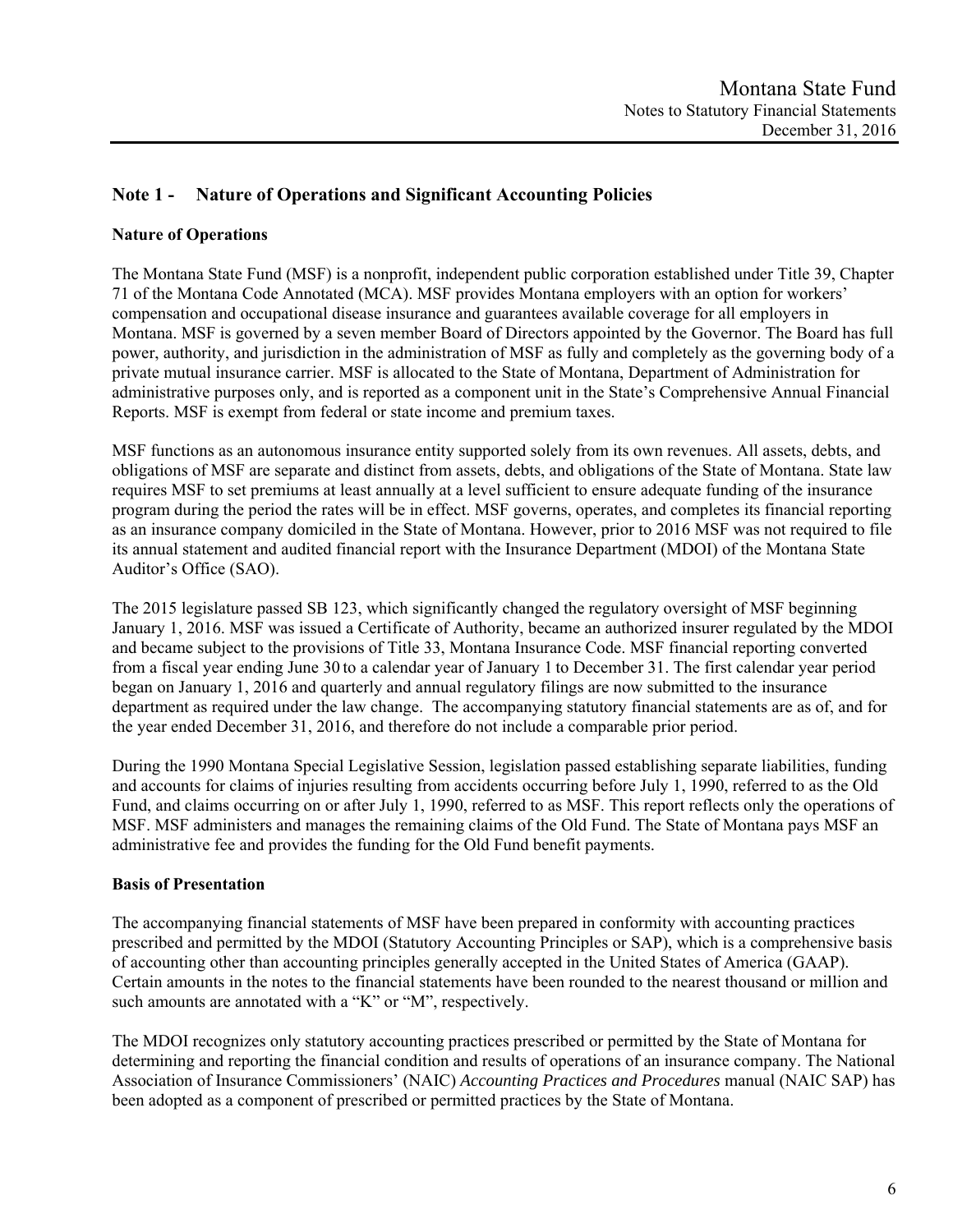## Note 1 - Nature of Operations and Significant Accounting Policies

### Nature of Operations

The Montana State Fund (MSF) is a nonprofit, independent public corporation established under Title 39, Chapter 71 of the Montana Code Annotated (MCA). MSF provides Montana employers with an option for workers' compensation and occupational disease insurance and guarantees available coverage for all employers in Montana. MSF is governed by a seven member Board of Directors appointed by the Governor. The Board has full power, authority, and jurisdiction in the administration of MSF as fully and completely as the governing body of a private mutual insurance carrier. MSF is allocated to the State of Montana, Department of Administration for administrative purposes only, and is reported as a component unit in the State's Comprehensive Annual Financial Reports. MSF is exempt from federal or state income and premium taxes.

MSF functions as an autonomous insurance entity supported solely from its own revenues. All assets, debts, and obligations of MSF are separate and distinct from assets, debts, and obligations of the State of Montana. State law requires MSF to set premiums at least annually at a level sufficient to ensure adequate funding of the insurance program during the period the rates will be in effect. MSF governs, operates, and completes its financial reporting as an insurance company domiciled in the State of Montana. However, prior to 2016 MSF was not required to file its annual statement and audited financial report with the Insurance Department (MDOI) of the Montana State Auditor's Office (SAO).

The 2015 legislature passed SB 123, which significantly changed the regulatory oversight of MSF beginning January 1, 2016. MSF was issued a Certificate of Authority, became an authorized insurer regulated by the MDOI and became subject to the provisions of Title 33, Montana Insurance Code. MSF financial reporting converted from a fiscal year ending June 30 to a calendar year of January 1 to December 31. The first calendar year period began on January 1, 2016 and quarterly and annual regulatory filings are now submitted to the insurance department as required under the law change. The accompanying statutory financial statements are as of, and for the year ended December 31, 2016, and therefore do not include a comparable prior period.

During the 1990 Montana Special Legislative Session, legislation passed establishing separate liabilities, funding and accounts for claims of injuries resulting from accidents occurring before July 1, 1990, referred to as the Old Fund, and claims occurring on or after July 1, 1990, referred to as MSF. This report reflects only the operations of MSF. MSF administers and manages the remaining claims of the Old Fund. The State of Montana pays MSF an administrative fee and provides the funding for the Old Fund benefit payments.

### Basis of Presentation

The accompanying financial statements of MSF have been prepared in conformity with accounting practices prescribed and permitted by the MDOI (Statutory Accounting Principles or SAP), which is a comprehensive basis of accounting other than accounting principles generally accepted in the United States of America (GAAP). Certain amounts in the notes to the financial statements have been rounded to the nearest thousand or million and such amounts are annotated with a "K" or "M", respectively.

The MDOI recognizes only statutory accounting practices prescribed or permitted by the State of Montana for determining and reporting the financial condition and results of operations of an insurance company. The National Association of Insurance Commissioners' (NAIC) *Accounting Practices and Procedures* manual (NAIC SAP) has been adopted as a component of prescribed or permitted practices by the State of Montana.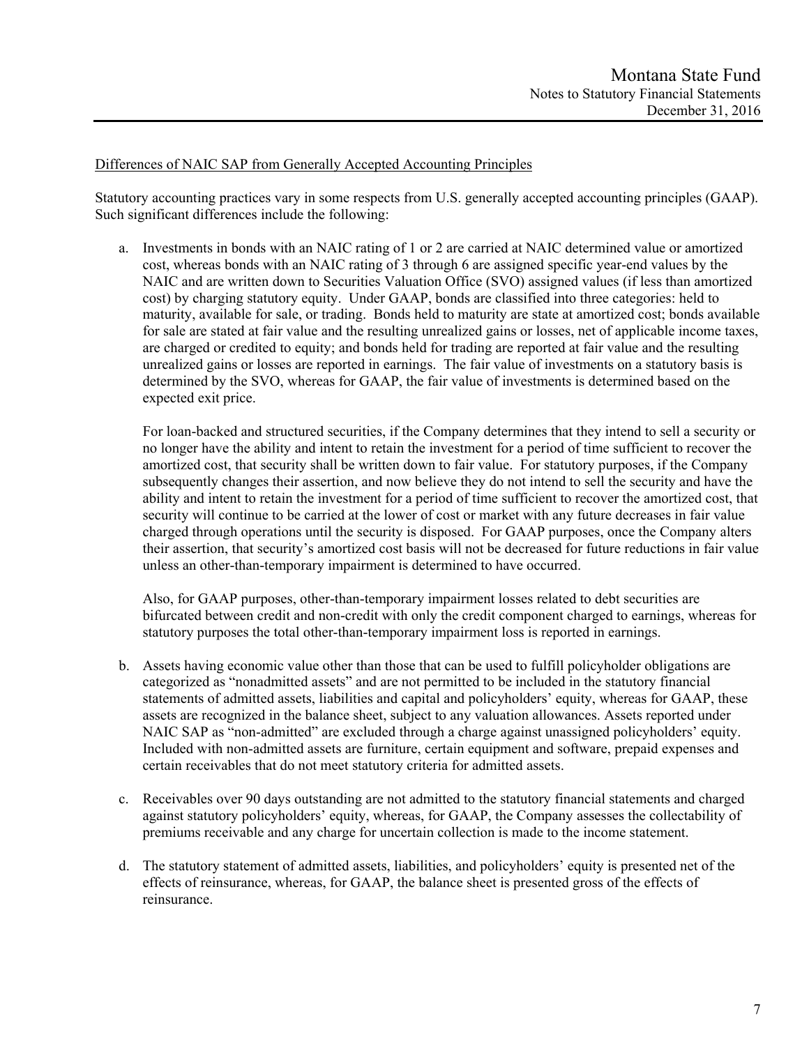Differences of NAIC SAP from Generally Accepted Accounting Principles

Statutory accounting practices vary in some respects from U.S. generally accepted accounting principles (GAAP). Such significant differences include the following:

a. Investments in bonds with an NAIC rating of 1 or 2 are carried at NAIC determined value or amortized cost, whereas bonds with an NAIC rating of 3 through 6 are assigned specific year-end values by the NAIC and are written down to Securities Valuation Office (SVO) assigned values (if less than amortized cost) by charging statutory equity. Under GAAP, bonds are classified into three categories: held to maturity, available for sale, or trading. Bonds held to maturity are state at amortized cost; bonds available for sale are stated at fair value and the resulting unrealized gains or losses, net of applicable income taxes, are charged or credited to equity; and bonds held for trading are reported at fair value and the resulting unrealized gains or losses are reported in earnings. The fair value of investments on a statutory basis is determined by the SVO, whereas for GAAP, the fair value of investments is determined based on the expected exit price.

   For loan-backed and structured securities, if the Company determines that they intend to sell a security or no longer have the ability and intent to retain the investment for a period of time sufficient to recover the amortized cost, that security shall be written down to fair value. For statutory purposes, if the Company subsequently changes their assertion, and now believe they do not intend to sell the security and have the ability and intent to retain the investment for a period of time sufficient to recover the amortized cost, that security will continue to be carried at the lower of cost or market with any future decreases in fair value charged through operations until the security is disposed. For GAAP purposes, once the Company alters their assertion, that security's amortized cost basis will not be decreased for future reductions in fair value unless an other-than-temporary impairment is determined to have occurred.

   Also, for GAAP purposes, other-than-temporary impairment losses related to debt securities are bifurcated between credit and non-credit with only the credit component charged to earnings, whereas for statutory purposes the total other-than-temporary impairment loss is reported in earnings.

b. Assets having economic value other than those that can be used to fulfill policyholder obligations are categorized as "nonadmitted assets" and are not permitted to be included in the statutory financial statements of admitted assets, liabilities and capital and policyholders' equity, whereas for GAAP, these assets are recognized in the balance sheet, subject to any valuation allowances. Assets reported under NAIC SAP as "non-admitted" are excluded through a charge against unassigned policyholders' equity. Included with non-admitted assets are furniture, certain equipment and software, prepaid expenses and certain receivables that do not meet statutory criteria for admitted assets.

c. Receivables over 90 days outstanding are not admitted to the statutory financial statements and charged against statutory policyholders' equity, whereas, for GAAP, the Company assesses the collectability of premiums receivable and any charge for uncertain collection is made to the income statement.

d. The statutory statement of admitted assets, liabilities, and policyholders' equity is presented net of the effects of reinsurance, whereas, for GAAP, the balance sheet is presented gross of the effects of reinsurance.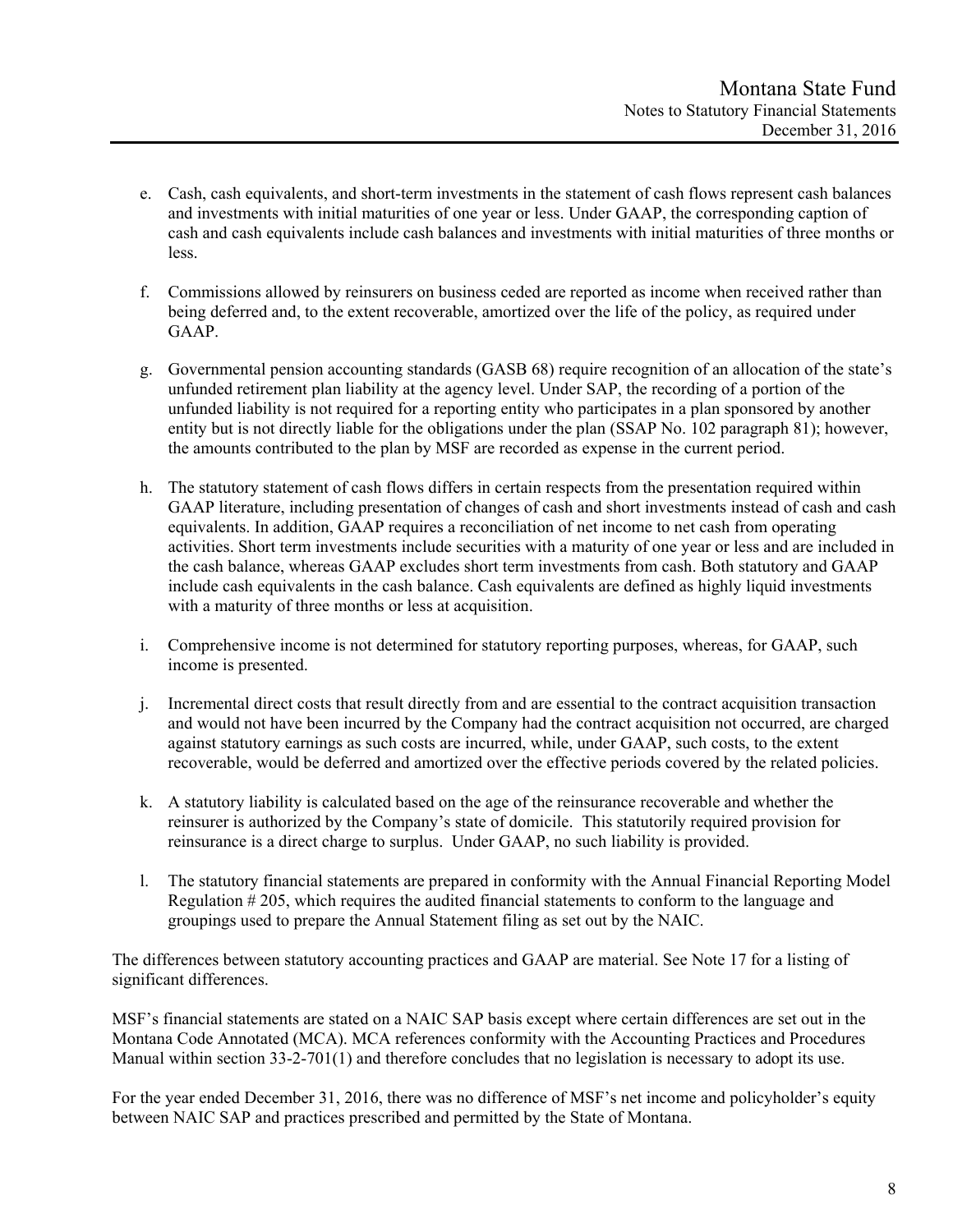e. Cash, cash equivalents, and short-term investments in the statement of cash flows represent cash balances and investments with initial maturities of one year or less. Under GAAP, the corresponding caption of cash and cash equivalents include cash balances and investments with initial maturities of three months or less.

f. Commissions allowed by reinsurers on business ceded are reported as income when received rather than being deferred and, to the extent recoverable, amortized over the life of the policy, as required under GAAP.

g. Governmental pension accounting standards (GASB 68) require recognition of an allocation of the state's unfunded retirement plan liability at the agency level. Under SAP, the recording of a portion of the unfunded liability is not required for a reporting entity who participates in a plan sponsored by another entity but is not directly liable for the obligations under the plan (SSAP No. 102 paragraph 81); however, the amounts contributed to the plan by MSF are recorded as expense in the current period.

h. The statutory statement of cash flows differs in certain respects from the presentation required within GAAP literature, including presentation of changes of cash and short investments instead of cash and cash equivalents. In addition, GAAP requires a reconciliation of net income to net cash from operating activities. Short term investments include securities with a maturity of one year or less and are included in the cash balance, whereas GAAP excludes short term investments from cash. Both statutory and GAAP include cash equivalents in the cash balance. Cash equivalents are defined as highly liquid investments with a maturity of three months or less at acquisition.

i. Comprehensive income is not determined for statutory reporting purposes, whereas, for GAAP, such income is presented.

j. Incremental direct costs that result directly from and are essential to the contract acquisition transaction and would not have been incurred by the Company had the contract acquisition not occurred, are charged against statutory earnings as such costs are incurred, while, under GAAP, such costs, to the extent recoverable, would be deferred and amortized over the effective periods covered by the related policies.

k. A statutory liability is calculated based on the age of the reinsurance recoverable and whether the reinsurer is authorized by the Company's state of domicile. This statutorily required provision for reinsurance is a direct charge to surplus. Under GAAP, no such liability is provided.

l. The statutory financial statements are prepared in conformity with the Annual Financial Reporting Model Regulation # 205, which requires the audited financial statements to conform to the language and groupings used to prepare the Annual Statement filing as set out by the NAIC.

The differences between statutory accounting practices and GAAP are material. See Note 17 for a listing of significant differences.

MSF's financial statements are stated on a NAIC SAP basis except where certain differences are set out in the Montana Code Annotated (MCA). MCA references conformity with the Accounting Practices and Procedures Manual within section 33-2-701(1) and therefore concludes that no legislation is necessary to adopt its use.

For the year ended December 31, 2016, there was no difference of MSF's net income and policyholder's equity between NAIC SAP and practices prescribed and permitted by the State of Montana.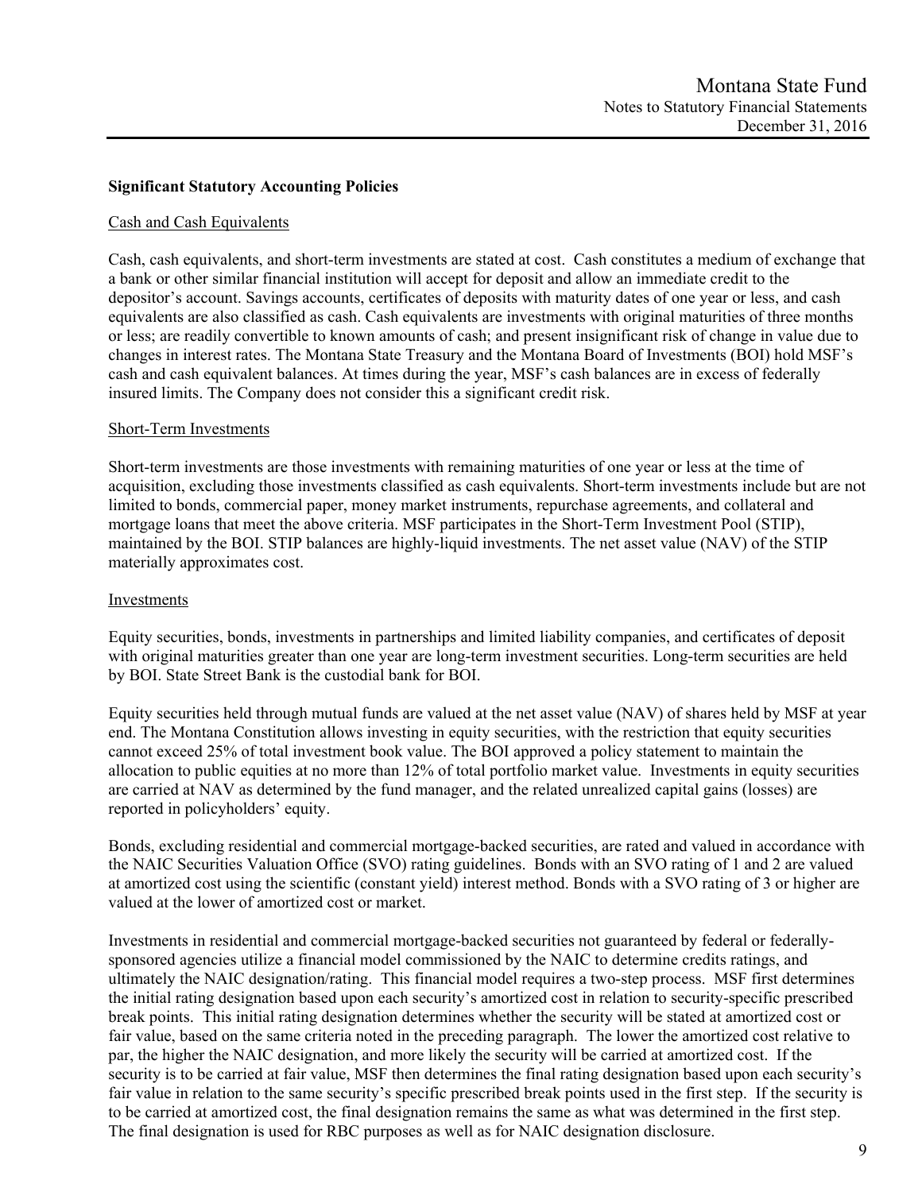**Significant Statutory Accounting Policies**

Cash and Cash Equivalents

Cash, cash equivalents, and short-term investments are stated at cost. Cash constitutes a medium of exchange that a bank or other similar financial institution will accept for deposit and allow an immediate credit to the depositor's account. Savings accounts, certificates of deposits with maturity dates of one year or less, and cash equivalents are also classified as cash. Cash equivalents are investments with original maturities of three months or less; are readily convertible to known amounts of cash; and present insignificant risk of change in value due to changes in interest rates. The Montana State Treasury and the Montana Board of Investments (BOI) hold MSF's cash and cash equivalent balances. At times during the year, MSF's cash balances are in excess of federally insured limits. The Company does not consider this a significant credit risk.

Short-Term Investments

Short-term investments are those investments with remaining maturities of one year or less at the time of acquisition, excluding those investments classified as cash equivalents. Short-term investments include but are not limited to bonds, commercial paper, money market instruments, repurchase agreements, and collateral and mortgage loans that meet the above criteria. MSF participates in the Short-Term Investment Pool (STIP), maintained by the BOI. STIP balances are highly-liquid investments. The net asset value (NAV) of the STIP materially approximates cost.

Investments

Equity securities, bonds, investments in partnerships and limited liability companies, and certificates of deposit with original maturities greater than one year are long-term investment securities. Long-term securities are held by BOI. State Street Bank is the custodial bank for BOI.

Equity securities held through mutual funds are valued at the net asset value (NAV) of shares held by MSF at year end. The Montana Constitution allows investing in equity securities, with the restriction that equity securities cannot exceed 25% of total investment book value. The BOI approved a policy statement to maintain the allocation to public equities at no more than 12% of total portfolio market value. Investments in equity securities are carried at NAV as determined by the fund manager, and the related unrealized capital gains (losses) are reported in policyholders' equity.

Bonds, excluding residential and commercial mortgage-backed securities, are rated and valued in accordance with the NAIC Securities Valuation Office (SVO) rating guidelines. Bonds with an SVO rating of 1 and 2 are valued at amortized cost using the scientific (constant yield) interest method. Bonds with a SVO rating of 3 or higher are valued at the lower of amortized cost or market.

Investments in residential and commercial mortgage-backed securities not guaranteed by federal or federally-sponsored agencies utilize a financial model commissioned by the NAIC to determine credits ratings, and ultimately the NAIC designation/rating. This financial model requires a two-step process. MSF first determines the initial rating designation based upon each security's amortized cost in relation to security-specific prescribed break points. This initial rating designation determines whether the security will be stated at amortized cost or fair value, based on the same criteria noted in the preceding paragraph. The lower the amortized cost relative to par, the higher the NAIC designation, and more likely the security will be carried at amortized cost. If the security is to be carried at fair value, MSF then determines the final rating designation based upon each security's fair value in relation to the same security's specific prescribed break points used in the first step. If the security is to be carried at amortized cost, the final designation remains the same as what was determined in the first step. The final designation is used for RBC purposes as well as for NAIC designation disclosure.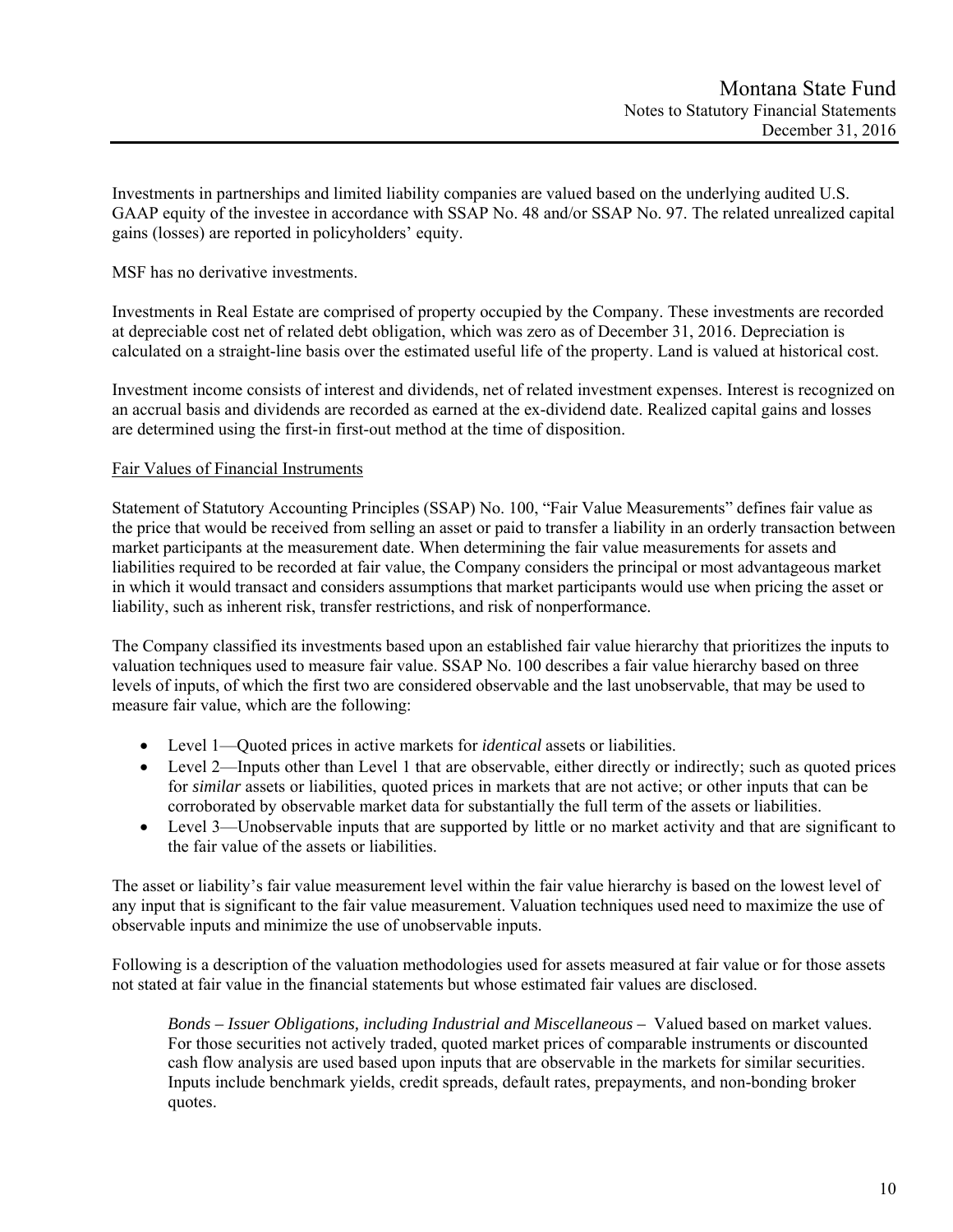Investments in partnerships and limited liability companies are valued based on the underlying audited U.S. GAAP equity of the investee in accordance with SSAP No. 48 and/or SSAP No. 97. The related unrealized capital gains (losses) are reported in policyholders' equity.

MSF has no derivative investments.

Investments in Real Estate are comprised of property occupied by the Company. These investments are recorded at depreciable cost net of related debt obligation, which was zero as of December 31, 2016. Depreciation is calculated on a straight-line basis over the estimated useful life of the property. Land is valued at historical cost.

Investment income consists of interest and dividends, net of related investment expenses. Interest is recognized on an accrual basis and dividends are recorded as earned at the ex-dividend date. Realized capital gains and losses are determined using the first-in first-out method at the time of disposition.

Fair Values of Financial Instruments

Statement of Statutory Accounting Principles (SSAP) No. 100, "Fair Value Measurements" defines fair value as the price that would be received from selling an asset or paid to transfer a liability in an orderly transaction between market participants at the measurement date. When determining the fair value measurements for assets and liabilities required to be recorded at fair value, the Company considers the principal or most advantageous market in which it would transact and considers assumptions that market participants would use when pricing the asset or liability, such as inherent risk, transfer restrictions, and risk of nonperformance.

The Company classified its investments based upon an established fair value hierarchy that prioritizes the inputs to valuation techniques used to measure fair value. SSAP No. 100 describes a fair value hierarchy based on three levels of inputs, of which the first two are considered observable and the last unobservable, that may be used to measure fair value, which are the following:

- Level 1—Quoted prices in active markets for *identical* assets or liabilities.
- Level 2—Inputs other than Level 1 that are observable, either directly or indirectly; such as quoted prices for *similar* assets or liabilities, quoted prices in markets that are not active; or other inputs that can be corroborated by observable market data for substantially the full term of the assets or liabilities.
- Level 3—Unobservable inputs that are supported by little or no market activity and that are significant to the fair value of the assets or liabilities.

The asset or liability's fair value measurement level within the fair value hierarchy is based on the lowest level of any input that is significant to the fair value measurement. Valuation techniques used need to maximize the use of observable inputs and minimize the use of unobservable inputs.

Following is a description of the valuation methodologies used for assets measured at fair value or for those assets not stated at fair value in the financial statements but whose estimated fair values are disclosed.

*Bonds – Issuer Obligations, including Industrial and Miscellaneous –* Valued based on market values. For those securities not actively traded, quoted market prices of comparable instruments or discounted cash flow analysis are used based upon inputs that are observable in the markets for similar securities. Inputs include benchmark yields, credit spreads, default rates, prepayments, and non-bonding broker quotes.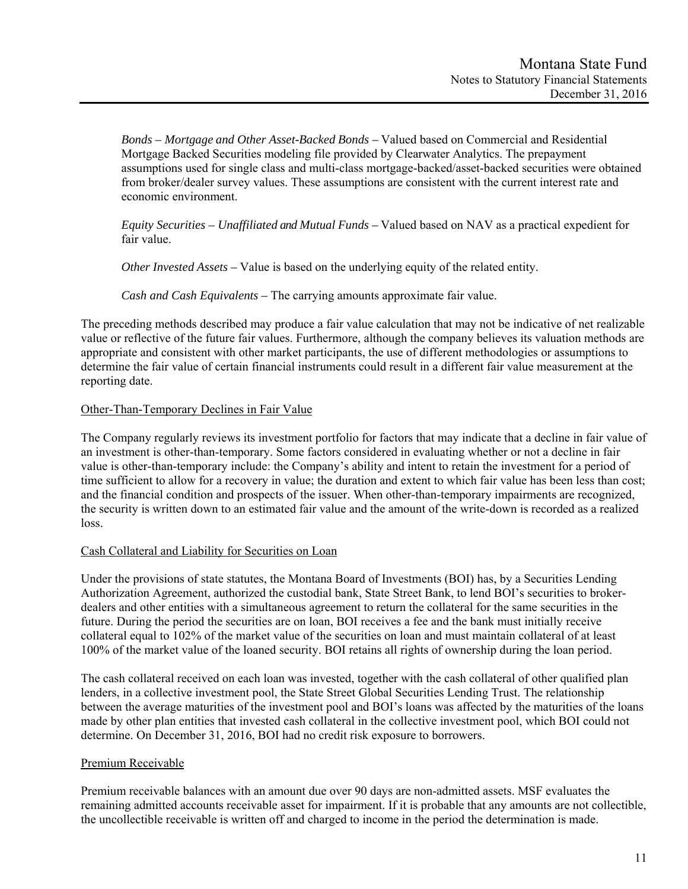*Bonds – Mortgage and Other Asset-Backed Bonds* – Valued based on Commercial and Residential Mortgage Backed Securities modeling file provided by Clearwater Analytics. The prepayment assumptions used for single class and multi-class mortgage-backed/asset-backed securities were obtained from broker/dealer survey values. These assumptions are consistent with the current interest rate and economic environment.

*Equity Securities – Unaffiliated and Mutual Funds* – Valued based on NAV as a practical expedient for fair value.

*Other Invested Assets* – Value is based on the underlying equity of the related entity.

*Cash and Cash Equivalents* – The carrying amounts approximate fair value.

The preceding methods described may produce a fair value calculation that may not be indicative of net realizable value or reflective of the future fair values. Furthermore, although the company believes its valuation methods are appropriate and consistent with other market participants, the use of different methodologies or assumptions to determine the fair value of certain financial instruments could result in a different fair value measurement at the reporting date.

## Other-Than-Temporary Declines in Fair Value

The Company regularly reviews its investment portfolio for factors that may indicate that a decline in fair value of an investment is other-than-temporary. Some factors considered in evaluating whether or not a decline in fair value is other-than-temporary include: the Company's ability and intent to retain the investment for a period of time sufficient to allow for a recovery in value; the duration and extent to which fair value has been less than cost; and the financial condition and prospects of the issuer. When other-than-temporary impairments are recognized, the security is written down to an estimated fair value and the amount of the write-down is recorded as a realized loss.

## Cash Collateral and Liability for Securities on Loan

Under the provisions of state statutes, the Montana Board of Investments (BOI) has, by a Securities Lending Authorization Agreement, authorized the custodial bank, State Street Bank, to lend BOI's securities to broker-dealers and other entities with a simultaneous agreement to return the collateral for the same securities in the future. During the period the securities are on loan, BOI receives a fee and the bank must initially receive collateral equal to 102% of the market value of the securities on loan and must maintain collateral of at least 100% of the market value of the loaned security. BOI retains all rights of ownership during the loan period.

The cash collateral received on each loan was invested, together with the cash collateral of other qualified plan lenders, in a collective investment pool, the State Street Global Securities Lending Trust. The relationship between the average maturities of the investment pool and BOI's loans was affected by the maturities of the loans made by other plan entities that invested cash collateral in the collective investment pool, which BOI could not determine. On December 31, 2016, BOI had no credit risk exposure to borrowers.

## Premium Receivable

Premium receivable balances with an amount due over 90 days are non-admitted assets. MSF evaluates the remaining admitted accounts receivable asset for impairment. If it is probable that any amounts are not collectible, the uncollectible receivable is written off and charged to income in the period the determination is made.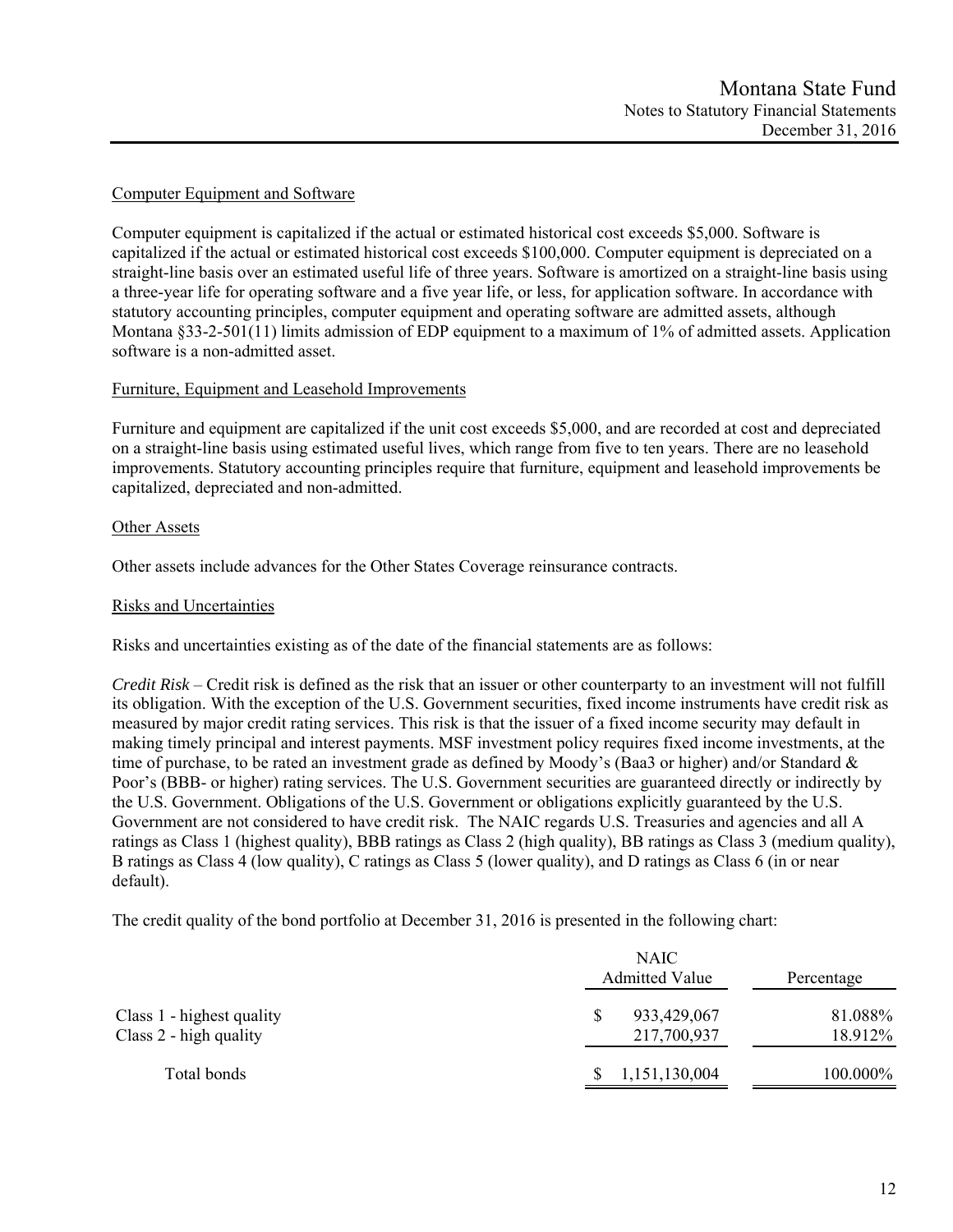Computer Equipment and Software

Computer equipment is capitalized if the actual or estimated historical cost exceeds $5,000. Software is capitalized if the actual or estimated historical cost exceeds $100,000. Computer equipment is depreciated on a straight-line basis over an estimated useful life of three years. Software is amortized on a straight-line basis using a three-year life for operating software and a five year life, or less, for application software. In accordance with statutory accounting principles, computer equipment and operating software are admitted assets, although Montana §33-2-501(11) limits admission of EDP equipment to a maximum of 1% of admitted assets. Application software is a non-admitted asset.

Furniture, Equipment and Leasehold Improvements

Furniture and equipment are capitalized if the unit cost exceeds $5,000, and are recorded at cost and depreciated on a straight-line basis using estimated useful lives, which range from five to ten years. There are no leasehold improvements. Statutory accounting principles require that furniture, equipment and leasehold improvements be capitalized, depreciated and non-admitted.

Other Assets

Other assets include advances for the Other States Coverage reinsurance contracts.

Risks and Uncertainties

Risks and uncertainties existing as of the date of the financial statements are as follows:

*Credit Risk* – Credit risk is defined as the risk that an issuer or other counterparty to an investment will not fulfill its obligation. With the exception of the U.S. Government securities, fixed income instruments have credit risk as measured by major credit rating services. This risk is that the issuer of a fixed income security may default in making timely principal and interest payments. MSF investment policy requires fixed income investments, at the time of purchase, to be rated an investment grade as defined by Moody's (Baa3 or higher) and/or Standard & Poor's (BBB- or higher) rating services. The U.S. Government securities are guaranteed directly or indirectly by the U.S. Government. Obligations of the U.S. Government or obligations explicitly guaranteed by the U.S. Government are not considered to have credit risk. The NAIC regards U.S. Treasuries and agencies and all A ratings as Class 1 (highest quality), BBB ratings as Class 2 (high quality), BB ratings as Class 3 (medium quality), B ratings as Class 4 (low quality), C ratings as Class 5 (lower quality), and D ratings as Class 6 (in or near default).

The credit quality of the bond portfolio at December 31, 2016 is presented in the following chart:

| | NAIC Admitted Value | Percentage |
|---|---|---|
| Class 1 - highest quality | $ 933,429,067 | 81.088% |
| Class 2 - high quality | 217,700,937 | 18.912% |
| Total bonds | $ 1,151,130,004 | 100.000% |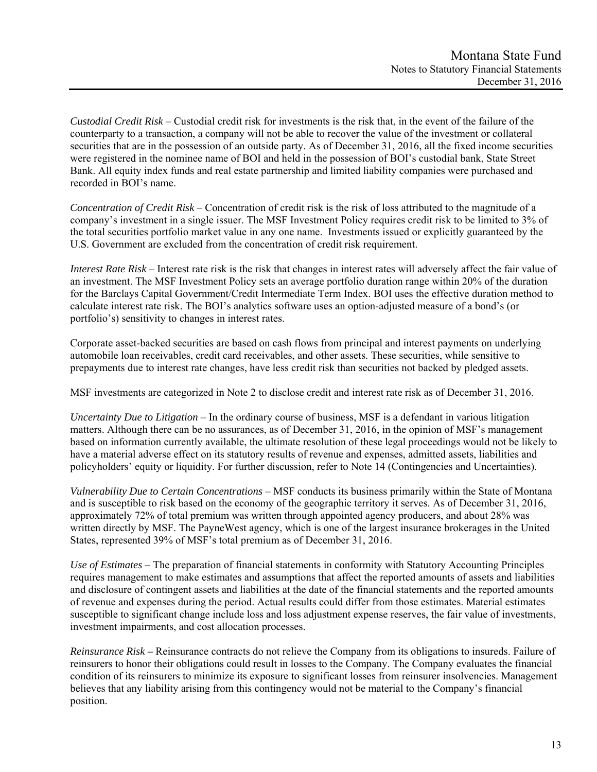*Custodial Credit Risk* – Custodial credit risk for investments is the risk that, in the event of the failure of the counterparty to a transaction, a company will not be able to recover the value of the investment or collateral securities that are in the possession of an outside party. As of December 31, 2016, all the fixed income securities were registered in the nominee name of BOI and held in the possession of BOI's custodial bank, State Street Bank. All equity index funds and real estate partnership and limited liability companies were purchased and recorded in BOI's name.

*Concentration of Credit Risk* – Concentration of credit risk is the risk of loss attributed to the magnitude of a company's investment in a single issuer. The MSF Investment Policy requires credit risk to be limited to 3% of the total securities portfolio market value in any one name. Investments issued or explicitly guaranteed by the U.S. Government are excluded from the concentration of credit risk requirement.

*Interest Rate Risk* – Interest rate risk is the risk that changes in interest rates will adversely affect the fair value of an investment. The MSF Investment Policy sets an average portfolio duration range within 20% of the duration for the Barclays Capital Government/Credit Intermediate Term Index. BOI uses the effective duration method to calculate interest rate risk. The BOI's analytics software uses an option-adjusted measure of a bond's (or portfolio's) sensitivity to changes in interest rates.

Corporate asset-backed securities are based on cash flows from principal and interest payments on underlying automobile loan receivables, credit card receivables, and other assets. These securities, while sensitive to prepayments due to interest rate changes, have less credit risk than securities not backed by pledged assets.

MSF investments are categorized in Note 2 to disclose credit and interest rate risk as of December 31, 2016.

*Uncertainty Due to Litigation* – In the ordinary course of business, MSF is a defendant in various litigation matters. Although there can be no assurances, as of December 31, 2016, in the opinion of MSF's management based on information currently available, the ultimate resolution of these legal proceedings would not be likely to have a material adverse effect on its statutory results of revenue and expenses, admitted assets, liabilities and policyholders' equity or liquidity. For further discussion, refer to Note 14 (Contingencies and Uncertainties).

*Vulnerability Due to Certain Concentrations* – MSF conducts its business primarily within the State of Montana and is susceptible to risk based on the economy of the geographic territory it serves. As of December 31, 2016, approximately 72% of total premium was written through appointed agency producers, and about 28% was written directly by MSF. The PayneWest agency, which is one of the largest insurance brokerages in the United States, represented 39% of MSF's total premium as of December 31, 2016.

*Use of Estimates* – The preparation of financial statements in conformity with Statutory Accounting Principles requires management to make estimates and assumptions that affect the reported amounts of assets and liabilities and disclosure of contingent assets and liabilities at the date of the financial statements and the reported amounts of revenue and expenses during the period. Actual results could differ from those estimates. Material estimates susceptible to significant change include loss and loss adjustment expense reserves, the fair value of investments, investment impairments, and cost allocation processes.

*Reinsurance Risk* – Reinsurance contracts do not relieve the Company from its obligations to insureds. Failure of reinsurers to honor their obligations could result in losses to the Company. The Company evaluates the financial condition of its reinsurers to minimize its exposure to significant losses from reinsurer insolvencies. Management believes that any liability arising from this contingency would not be material to the Company's financial position.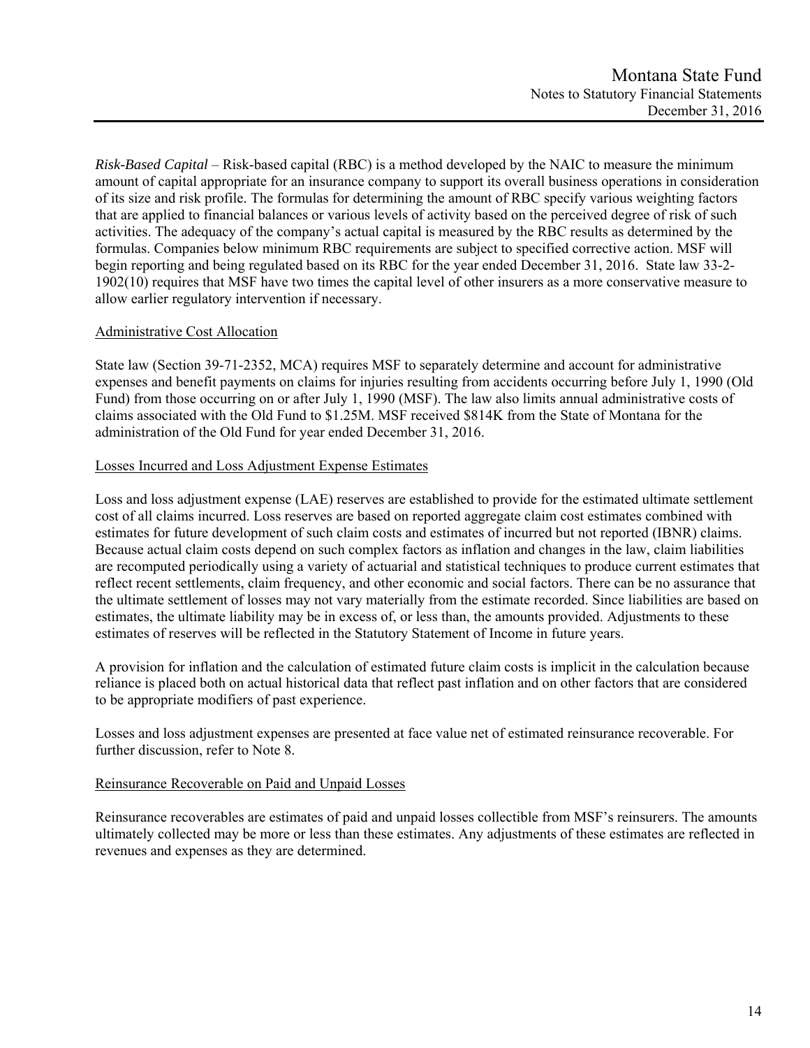*Risk-Based Capital* – Risk-based capital (RBC) is a method developed by the NAIC to measure the minimum amount of capital appropriate for an insurance company to support its overall business operations in consideration of its size and risk profile. The formulas for determining the amount of RBC specify various weighting factors that are applied to financial balances or various levels of activity based on the perceived degree of risk of such activities. The adequacy of the company's actual capital is measured by the RBC results as determined by the formulas. Companies below minimum RBC requirements are subject to specified corrective action. MSF will begin reporting and being regulated based on its RBC for the year ended December 31, 2016. State law 33-2-1902(10) requires that MSF have two times the capital level of other insurers as a more conservative measure to allow earlier regulatory intervention if necessary.

Administrative Cost Allocation

State law (Section 39-71-2352, MCA) requires MSF to separately determine and account for administrative expenses and benefit payments on claims for injuries resulting from accidents occurring before July 1, 1990 (Old Fund) from those occurring on or after July 1, 1990 (MSF). The law also limits annual administrative costs of claims associated with the Old Fund to $1.25M. MSF received $814K from the State of Montana for the administration of the Old Fund for year ended December 31, 2016.

Losses Incurred and Loss Adjustment Expense Estimates

Loss and loss adjustment expense (LAE) reserves are established to provide for the estimated ultimate settlement cost of all claims incurred. Loss reserves are based on reported aggregate claim cost estimates combined with estimates for future development of such claim costs and estimates of incurred but not reported (IBNR) claims. Because actual claim costs depend on such complex factors as inflation and changes in the law, claim liabilities are recomputed periodically using a variety of actuarial and statistical techniques to produce current estimates that reflect recent settlements, claim frequency, and other economic and social factors. There can be no assurance that the ultimate settlement of losses may not vary materially from the estimate recorded. Since liabilities are based on estimates, the ultimate liability may be in excess of, or less than, the amounts provided. Adjustments to these estimates of reserves will be reflected in the Statutory Statement of Income in future years.

A provision for inflation and the calculation of estimated future claim costs is implicit in the calculation because reliance is placed both on actual historical data that reflect past inflation and on other factors that are considered to be appropriate modifiers of past experience.

Losses and loss adjustment expenses are presented at face value net of estimated reinsurance recoverable. For further discussion, refer to Note 8.

Reinsurance Recoverable on Paid and Unpaid Losses

Reinsurance recoverables are estimates of paid and unpaid losses collectible from MSF's reinsurers. The amounts ultimately collected may be more or less than these estimates. Any adjustments of these estimates are reflected in revenues and expenses as they are determined.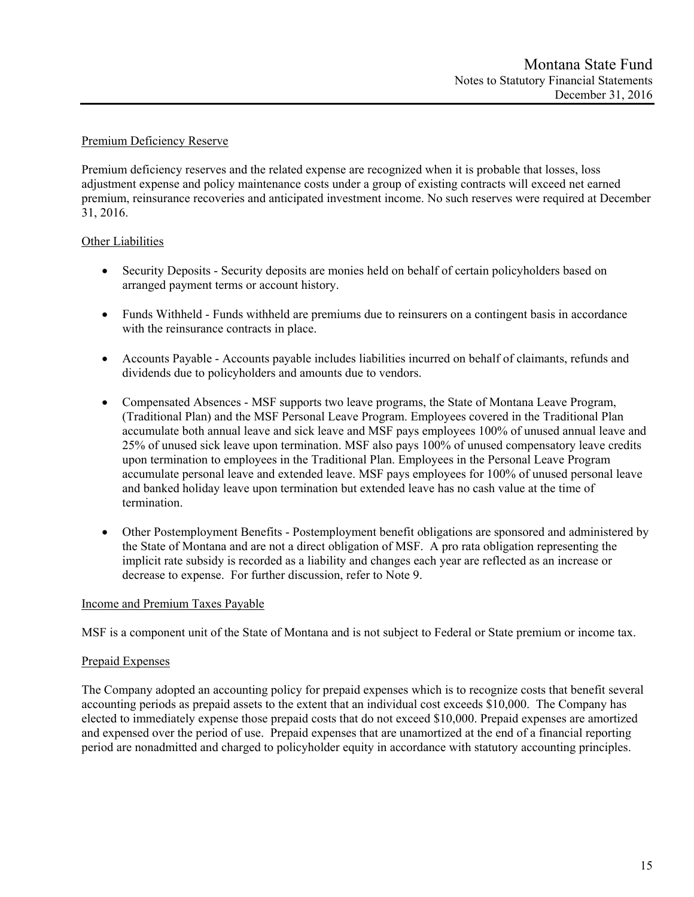Premium Deficiency Reserve

Premium deficiency reserves and the related expense are recognized when it is probable that losses, loss adjustment expense and policy maintenance costs under a group of existing contracts will exceed net earned premium, reinsurance recoveries and anticipated investment income. No such reserves were required at December 31, 2016.

Other Liabilities

- Security Deposits - Security deposits are monies held on behalf of certain policyholders based on arranged payment terms or account history.
- Funds Withheld - Funds withheld are premiums due to reinsurers on a contingent basis in accordance with the reinsurance contracts in place.
- Accounts Payable - Accounts payable includes liabilities incurred on behalf of claimants, refunds and dividends due to policyholders and amounts due to vendors.
- Compensated Absences - MSF supports two leave programs, the State of Montana Leave Program, (Traditional Plan) and the MSF Personal Leave Program. Employees covered in the Traditional Plan accumulate both annual leave and sick leave and MSF pays employees 100% of unused annual leave and 25% of unused sick leave upon termination. MSF also pays 100% of unused compensatory leave credits upon termination to employees in the Traditional Plan. Employees in the Personal Leave Program accumulate personal leave and extended leave. MSF pays employees for 100% of unused personal leave and banked holiday leave upon termination but extended leave has no cash value at the time of termination.
- Other Postemployment Benefits - Postemployment benefit obligations are sponsored and administered by the State of Montana and are not a direct obligation of MSF. A pro rata obligation representing the implicit rate subsidy is recorded as a liability and changes each year are reflected as an increase or decrease to expense. For further discussion, refer to Note 9.

Income and Premium Taxes Payable

MSF is a component unit of the State of Montana and is not subject to Federal or State premium or income tax.

Prepaid Expenses

The Company adopted an accounting policy for prepaid expenses which is to recognize costs that benefit several accounting periods as prepaid assets to the extent that an individual cost exceeds $10,000. The Company has elected to immediately expense those prepaid costs that do not exceed $10,000. Prepaid expenses are amortized and expensed over the period of use. Prepaid expenses that are unamortized at the end of a financial reporting period are nonadmitted and charged to policyholder equity in accordance with statutory accounting principles.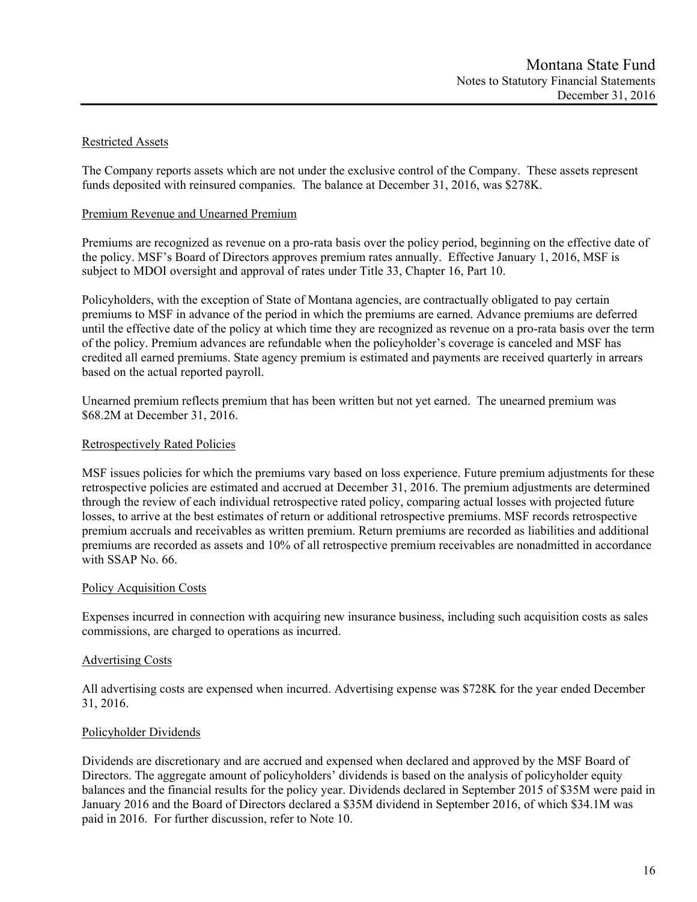### Restricted Assets

The Company reports assets which are not under the exclusive control of the Company. These assets represent funds deposited with reinsured companies. The balance at December 31, 2016, was $278K.

### Premium Revenue and Unearned Premium

Premiums are recognized as revenue on a pro-rata basis over the policy period, beginning on the effective date of the policy. MSF's Board of Directors approves premium rates annually. Effective January 1, 2016, MSF is subject to MDOI oversight and approval of rates under Title 33, Chapter 16, Part 10.

Policyholders, with the exception of State of Montana agencies, are contractually obligated to pay certain premiums to MSF in advance of the period in which the premiums are earned. Advance premiums are deferred until the effective date of the policy at which time they are recognized as revenue on a pro-rata basis over the term of the policy. Premium advances are refundable when the policyholder's coverage is canceled and MSF has credited all earned premiums. State agency premium is estimated and payments are received quarterly in arrears based on the actual reported payroll.

Unearned premium reflects premium that has been written but not yet earned. The unearned premium was $68.2M at December 31, 2016.

### Retrospectively Rated Policies

MSF issues policies for which the premiums vary based on loss experience. Future premium adjustments for these retrospective policies are estimated and accrued at December 31, 2016. The premium adjustments are determined through the review of each individual retrospective rated policy, comparing actual losses with projected future losses, to arrive at the best estimates of return or additional retrospective premiums. MSF records retrospective premium accruals and receivables as written premium. Return premiums are recorded as liabilities and additional premiums are recorded as assets and 10% of all retrospective premium receivables are nonadmitted in accordance with SSAP No. 66.

### Policy Acquisition Costs

Expenses incurred in connection with acquiring new insurance business, including such acquisition costs as sales commissions, are charged to operations as incurred.

### Advertising Costs

All advertising costs are expensed when incurred. Advertising expense was $728K for the year ended December 31, 2016.

### Policyholder Dividends

Dividends are discretionary and are accrued and expensed when declared and approved by the MSF Board of Directors. The aggregate amount of policyholders' dividends is based on the analysis of policyholder equity balances and the financial results for the policy year. Dividends declared in September 2015 of $35M were paid in January 2016 and the Board of Directors declared a $35M dividend in September 2016, of which $34.1M was paid in 2016. For further discussion, refer to Note 10.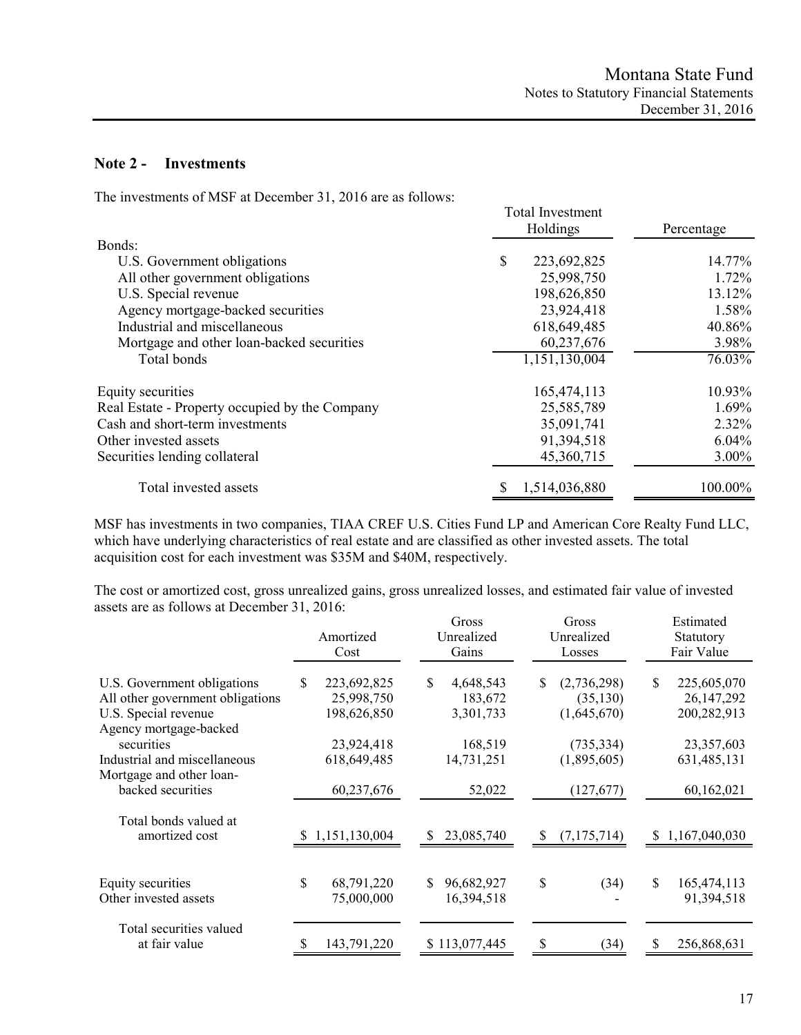## Note 2 - Investments

The investments of MSF at December 31, 2016 are as follows:

| | Total Investment Holdings | Percentage |
|---|---|---|
| Bonds: | | |
| U.S. Government obligations | $ 223,692,825 | 14.77% |
| All other government obligations | 25,998,750 | 1.72% |
| U.S. Special revenue | 198,626,850 | 13.12% |
| Agency mortgage-backed securities | 23,924,418 | 1.58% |
| Industrial and miscellaneous | 618,649,485 | 40.86% |
| Mortgage and other loan-backed securities | 60,237,676 | 3.98% |
| Total bonds | 1,151,130,004 | 76.03% |
| Equity securities | 165,474,113 | 10.93% |
| Real Estate - Property occupied by the Company | 25,585,789 | 1.69% |
| Cash and short-term investments | 35,091,741 | 2.32% |
| Other invested assets | 91,394,518 | 6.04% |
| Securities lending collateral | 45,360,715 | 3.00% |
| Total invested assets | $ 1,514,036,880 | 100.00% |

MSF has investments in two companies, TIAA CREF U.S. Cities Fund LP and American Core Realty Fund LLC, which have underlying characteristics of real estate and are classified as other invested assets. The total acquisition cost for each investment was $35M and $40M, respectively.

The cost or amortized cost, gross unrealized gains, gross unrealized losses, and estimated fair value of invested assets are as follows at December 31, 2016:

| | Amortized Cost | Gross Unrealized Gains | Gross Unrealized Losses | Estimated Statutory Fair Value |
|---|---|---|---|---|
| U.S. Government obligations | $ 223,692,825 | $ 4,648,543 | $ (2,736,298) | $ 225,605,070 |
| All other government obligations | 25,998,750 | 183,672 | (35,130) | 26,147,292 |
| U.S. Special revenue | 198,626,850 | 3,301,733 | (1,645,670) | 200,282,913 |
| Agency mortgage-backed securities | 23,924,418 | 168,519 | (735,334) | 23,357,603 |
| Industrial and miscellaneous | 618,649,485 | 14,731,251 | (1,895,605) | 631,485,131 |
| Mortgage and other loan-backed securities | 60,237,676 | 52,022 | (127,677) | 60,162,021 |
| Total bonds valued at amortized cost | $ 1,151,130,004 | $ 23,085,740 | $ (7,175,714) | $ 1,167,040,030 |
| Equity securities | $ 68,791,220 | $ 96,682,927 | $ (34) | $ 165,474,113 |
| Other invested assets | 75,000,000 | 16,394,518 | - | 91,394,518 |
| Total securities valued at fair value | $ 143,791,220 | $ 113,077,445 | $ (34) | $ 256,868,631 |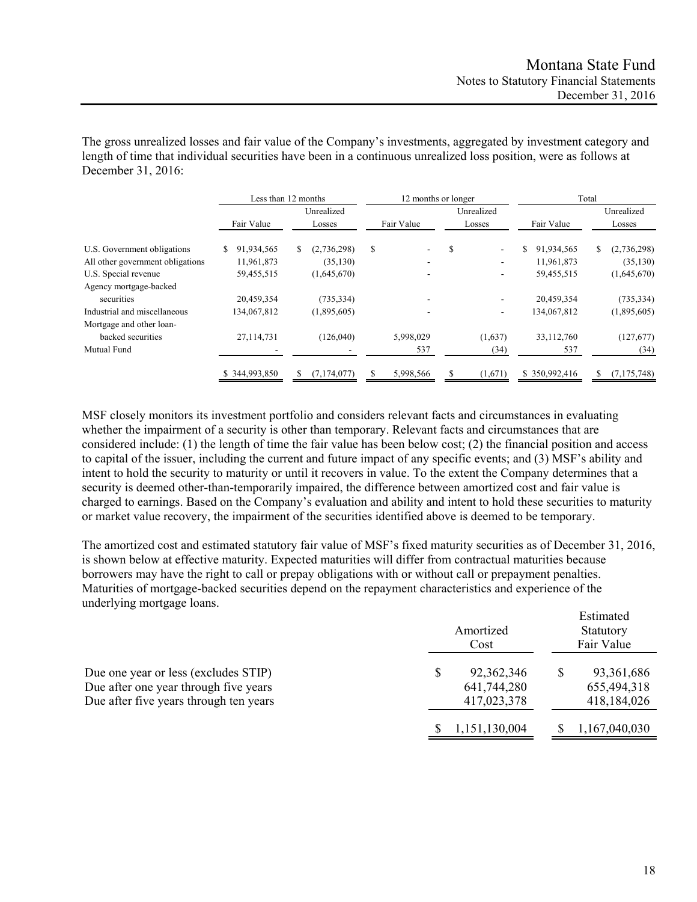The gross unrealized losses and fair value of the Company's investments, aggregated by investment category and length of time that individual securities have been in a continuous unrealized loss position, were as follows at December 31, 2016:

| | Less than 12 months | | 12 months or longer | | Total | |
|---|---|---|---|---|---|---|
| | Fair Value | Unrealized Losses | Fair Value | Unrealized Losses | Fair Value | Unrealized Losses |
| U.S. Government obligations | $ 91,934,565 | $ (2,736,298) | $ - | $ - | $ 91,934,565 | $ (2,736,298) |
| All other government obligations | 11,961,873 | (35,130) | - | - | 11,961,873 | (35,130) |
| U.S. Special revenue | 59,455,515 | (1,645,670) | - | - | 59,455,515 | (1,645,670) |
| Agency mortgage-backed securities | 20,459,354 | (735,334) | - | - | 20,459,354 | (735,334) |
| Industrial and miscellaneous | 134,067,812 | (1,895,605) | - | - | 134,067,812 | (1,895,605) |
| Mortgage and other loan-backed securities | 27,114,731 | (126,040) | 5,998,029 | (1,637) | 33,112,760 | (127,677) |
| Mutual Fund | - | - | 537 | (34) | 537 | (34) |
| | $ 344,993,850 | $ (7,174,077) | $ 5,998,566 | $ (1,671) | $ 350,992,416 | $ (7,175,748) |

MSF closely monitors its investment portfolio and considers relevant facts and circumstances in evaluating whether the impairment of a security is other than temporary. Relevant facts and circumstances that are considered include: (1) the length of time the fair value has been below cost; (2) the financial position and access to capital of the issuer, including the current and future impact of any specific events; and (3) MSF's ability and intent to hold the security to maturity or until it recovers in value. To the extent the Company determines that a security is deemed other-than-temporarily impaired, the difference between amortized cost and fair value is charged to earnings. Based on the Company's evaluation and ability and intent to hold these securities to maturity or market value recovery, the impairment of the securities identified above is deemed to be temporary.

The amortized cost and estimated statutory fair value of MSF's fixed maturity securities as of December 31, 2016, is shown below at effective maturity. Expected maturities will differ from contractual maturities because borrowers may have the right to call or prepay obligations with or without call or prepayment penalties. Maturities of mortgage-backed securities depend on the repayment characteristics and experience of the underlying mortgage loans.

| | Amortized Cost | Estimated Statutory Fair Value |
|---|---|---|
| Due one year or less (excludes STIP) | $ 92,362,346 | $ 93,361,686 |
| Due after one year through five years | 641,744,280 | 655,494,318 |
| Due after five years through ten years | 417,023,378 | 418,184,026 |
| | $ 1,151,130,004 | $ 1,167,040,030 |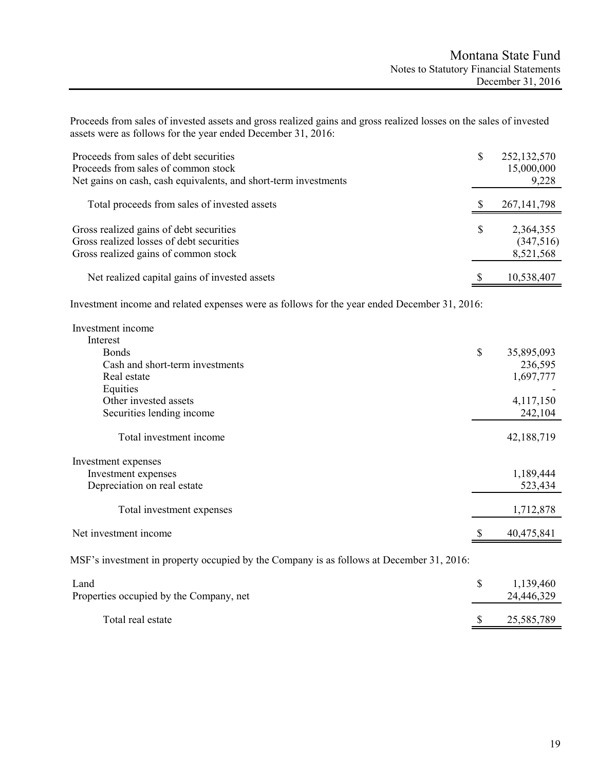Proceeds from sales of invested assets and gross realized gains and gross realized losses on the sales of invested assets were as follows for the year ended December 31, 2016:

| | |
|---|---|
| Proceeds from sales of debt securities | $ 252,132,570 |
| Proceeds from sales of common stock | 15,000,000 |
| Net gains on cash, cash equivalents, and short-term investments | 9,228 |
| Total proceeds from sales of invested assets | $ 267,141,798 |
| Gross realized gains of debt securities | $ 2,364,355 |
| Gross realized losses of debt securities | (347,516) |
| Gross realized gains of common stock | 8,521,568 |
| Net realized capital gains of invested assets | $ 10,538,407 |

Investment income and related expenses were as follows for the year ended December 31, 2016:

| | |
|---|---|
| Investment income | |
| Interest | |
| Bonds | $ 35,895,093 |
| Cash and short-term investments | 236,595 |
| Real estate | 1,697,777 |
| Equities | - |
| Other invested assets | 4,117,150 |
| Securities lending income | 242,104 |
| Total investment income | 42,188,719 |
| Investment expenses | |
| Investment expenses | 1,189,444 |
| Depreciation on real estate | 523,434 |
| Total investment expenses | 1,712,878 |
| Net investment income | $ 40,475,841 |

MSF's investment in property occupied by the Company is as follows at December 31, 2016:

| | |
|---|---|
| Land | $ 1,139,460 |
| Properties occupied by the Company, net | 24,446,329 |
| Total real estate | $ 25,585,789 |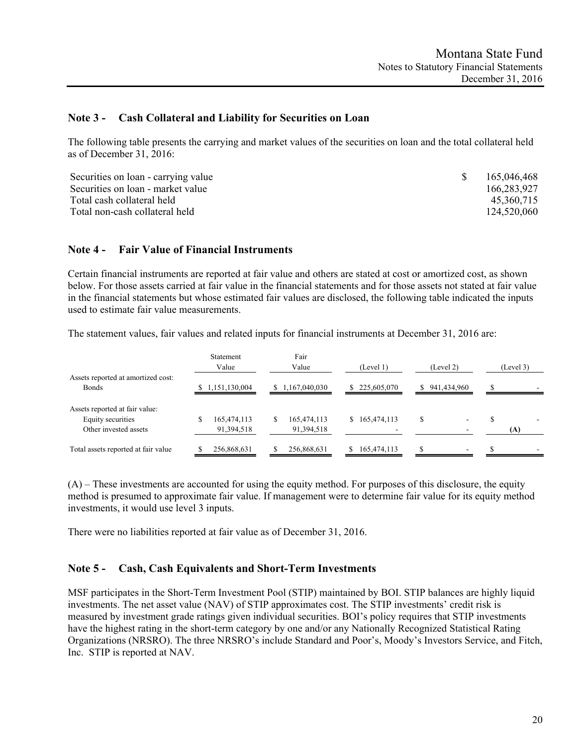## Note 3 - Cash Collateral and Liability for Securities on Loan

The following table presents the carrying and market values of the securities on loan and the total collateral held as of December 31, 2016:

| | |
|---|---|
| Securities on loan - carrying value | $ 165,046,468 |
| Securities on loan - market value | 166,283,927 |
| Total cash collateral held | 45,360,715 |
| Total non-cash collateral held | 124,520,060 |

## Note 4 - Fair Value of Financial Instruments

Certain financial instruments are reported at fair value and others are stated at cost or amortized cost, as shown below. For those assets carried at fair value in the financial statements and for those assets not stated at fair value in the financial statements but whose estimated fair values are disclosed, the following table indicated the inputs used to estimate fair value measurements.

The statement values, fair values and related inputs for financial instruments at December 31, 2016 are:

| | Statement Value | Fair Value | (Level 1) | (Level 2) | (Level 3) |
|---|---|---|---|---|---|
| Assets reported at amortized cost: | | | | | |
| Bonds | $ 1,151,130,004 | $ 1,167,040,030 | $ 225,605,070 | $ 941,434,960 | $ - |
| Assets reported at fair value: | | | | | |
| Equity securities | $ 165,474,113 | $ 165,474,113 | $ 165,474,113 | $ - | $ - |
| Other invested assets | 91,394,518 | 91,394,518 | - | - | (A) |
| Total assets reported at fair value | $ 256,868,631 | $ 256,868,631 | $ 165,474,113 | $ - | $ - |

(A) – These investments are accounted for using the equity method. For purposes of this disclosure, the equity method is presumed to approximate fair value. If management were to determine fair value for its equity method investments, it would use level 3 inputs.

There were no liabilities reported at fair value as of December 31, 2016.

## Note 5 - Cash, Cash Equivalents and Short-Term Investments

MSF participates in the Short-Term Investment Pool (STIP) maintained by BOI. STIP balances are highly liquid investments. The net asset value (NAV) of STIP approximates cost. The STIP investments' credit risk is measured by investment grade ratings given individual securities. BOI's policy requires that STIP investments have the highest rating in the short-term category by one and/or any Nationally Recognized Statistical Rating Organizations (NRSRO). The three NRSRO's include Standard and Poor's, Moody's Investors Service, and Fitch, Inc. STIP is reported at NAV.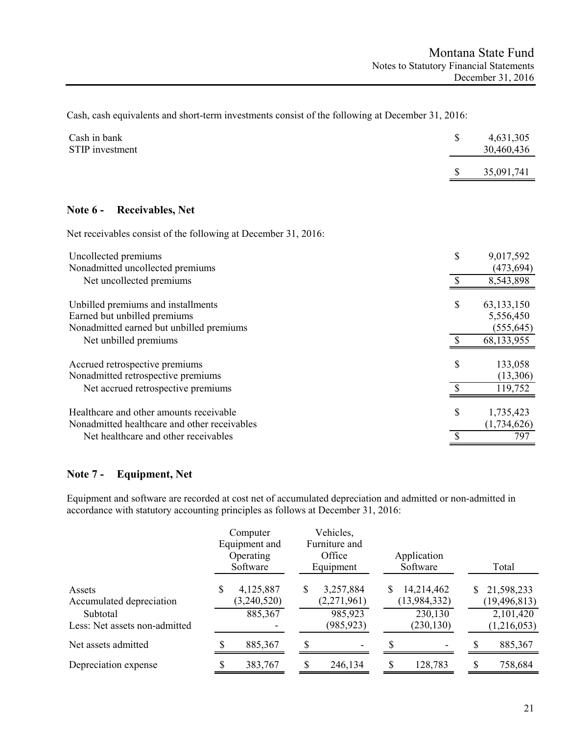Cash, cash equivalents and short-term investments consist of the following at December 31, 2016:

| | |
|---|---|
| Cash in bank | $ 4,631,305 |
| STIP investment | 30,460,436 |
| | $ 35,091,741 |

## Note 6 - Receivables, Net

Net receivables consist of the following at December 31, 2016:

| | |
|---|---|
| Uncollected premiums | $ 9,017,592 |
| Nonadmitted uncollected premiums | (473,694) |
| Net uncollected premiums | $ 8,543,898 |
| | |
| Unbilled premiums and installments | $ 63,133,150 |
| Earned but unbilled premiums | 5,556,450 |
| Nonadmitted earned but unbilled premiums | (555,645) |
| Net unbilled premiums | $ 68,133,955 |
| | |
| Accrued retrospective premiums | $ 133,058 |
| Nonadmitted retrospective premiums | (13,306) |
| Net accrued retrospective premiums | $ 119,752 |
| | |
| Healthcare and other amounts receivable | $ 1,735,423 |
| Nonadmitted healthcare and other receivables | (1,734,626) |
| Net healthcare and other receivables | $ 797 |

## Note 7 - Equipment, Net

Equipment and software are recorded at cost net of accumulated depreciation and admitted or non-admitted in accordance with statutory accounting principles as follows at December 31, 2016:

| | Computer Equipment and Operating Software | Vehicles, Furniture and Office Equipment | Application Software | Total |
|---|---|---|---|---|
| Assets | $ 4,125,887 | $ 3,257,884 | $ 14,214,462 | $ 21,598,233 |
| Accumulated depreciation | (3,240,520) | (2,271,961) | (13,984,332) | (19,496,813) |
| Subtotal | 885,367 | 985,923 | 230,130 | 2,101,420 |
| Less: Net assets non-admitted | - | (985,923) | (230,130) | (1,216,053) |
| Net assets admitted | $ 885,367 | $ - | $ - | $ 885,367 |
| Depreciation expense | $ 383,767 | $ 246,134 | $ 128,783 | $ 758,684 |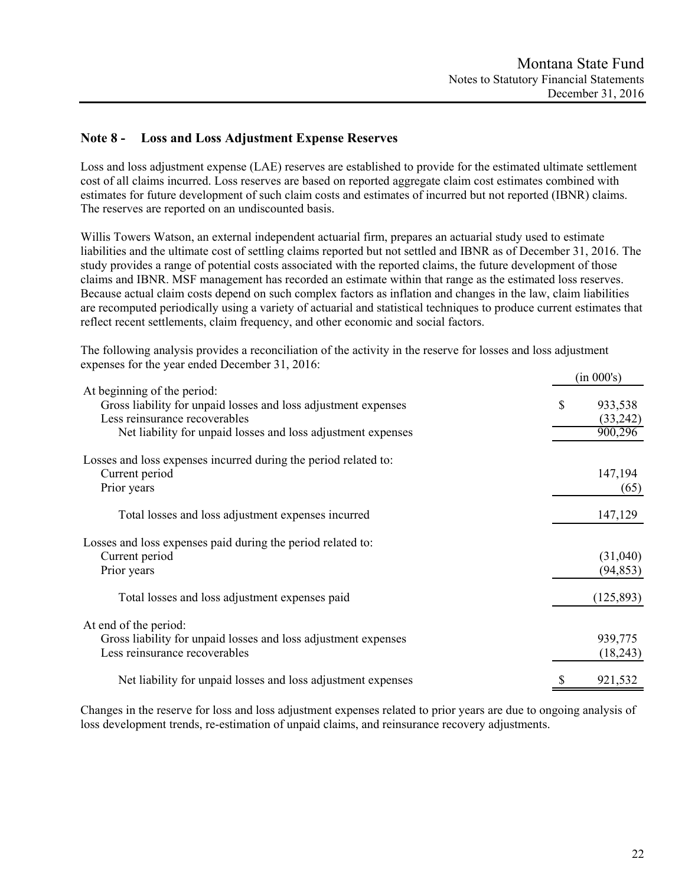## Note 8 - Loss and Loss Adjustment Expense Reserves

Loss and loss adjustment expense (LAE) reserves are established to provide for the estimated ultimate settlement cost of all claims incurred. Loss reserves are based on reported aggregate claim cost estimates combined with estimates for future development of such claim costs and estimates of incurred but not reported (IBNR) claims. The reserves are reported on an undiscounted basis.

Willis Towers Watson, an external independent actuarial firm, prepares an actuarial study used to estimate liabilities and the ultimate cost of settling claims reported but not settled and IBNR as of December 31, 2016. The study provides a range of potential costs associated with the reported claims, the future development of those claims and IBNR. MSF management has recorded an estimate within that range as the estimated loss reserves. Because actual claim costs depend on such complex factors as inflation and changes in the law, claim liabilities are recomputed periodically using a variety of actuarial and statistical techniques to produce current estimates that reflect recent settlements, claim frequency, and other economic and social factors.

The following analysis provides a reconciliation of the activity in the reserve for losses and loss adjustment expenses for the year ended December 31, 2016:

| | (in 000's) |
|---|---|
| At beginning of the period: | |
| Gross liability for unpaid losses and loss adjustment expenses | $ 933,538 |
| Less reinsurance recoverables | (33,242) |
| Net liability for unpaid losses and loss adjustment expenses | 900,296 |
| Losses and loss expenses incurred during the period related to: | |
| Current period | 147,194 |
| Prior years | (65) |
| Total losses and loss adjustment expenses incurred | 147,129 |
| Losses and loss expenses paid during the period related to: | |
| Current period | (31,040) |
| Prior years | (94,853) |
| Total losses and loss adjustment expenses paid | (125,893) |
| At end of the period: | |
| Gross liability for unpaid losses and loss adjustment expenses | 939,775 |
| Less reinsurance recoverables | (18,243) |
| Net liability for unpaid losses and loss adjustment expenses | $ 921,532 |

Changes in the reserve for loss and loss adjustment expenses related to prior years are due to ongoing analysis of loss development trends, re-estimation of unpaid claims, and reinsurance recovery adjustments.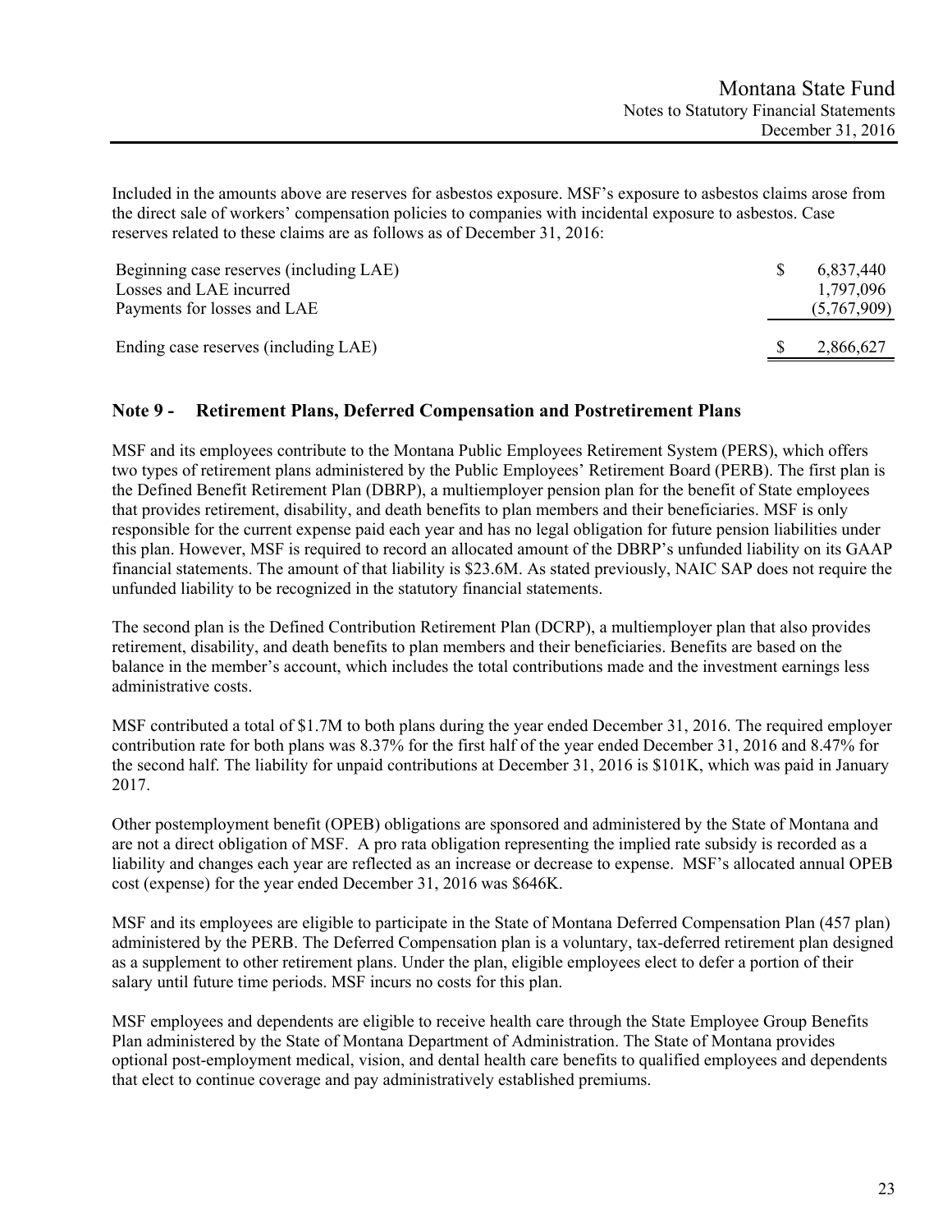Included in the amounts above are reserves for asbestos exposure. MSF's exposure to asbestos claims arose from the direct sale of workers' compensation policies to companies with incidental exposure to asbestos. Case reserves related to these claims are as follows as of December 31, 2016:

| | | |
|---|---|---|
| Beginning case reserves (including LAE) | $ | 6,837,440 |
| Losses and LAE incurred | | 1,797,096 |
| Payments for losses and LAE | | (5,767,909) |
| Ending case reserves (including LAE) | $ | 2,866,627 |

## Note 9 - Retirement Plans, Deferred Compensation and Postretirement Plans

MSF and its employees contribute to the Montana Public Employees Retirement System (PERS), which offers two types of retirement plans administered by the Public Employees' Retirement Board (PERB). The first plan is the Defined Benefit Retirement Plan (DBRP), a multiemployer pension plan for the benefit of State employees that provides retirement, disability, and death benefits to plan members and their beneficiaries. MSF is only responsible for the current expense paid each year and has no legal obligation for future pension liabilities under this plan. However, MSF is required to record an allocated amount of the DBRP's unfunded liability on its GAAP financial statements. The amount of that liability is $23.6M. As stated previously, NAIC SAP does not require the unfunded liability to be recognized in the statutory financial statements.

The second plan is the Defined Contribution Retirement Plan (DCRP), a multiemployer plan that also provides retirement, disability, and death benefits to plan members and their beneficiaries. Benefits are based on the balance in the member's account, which includes the total contributions made and the investment earnings less administrative costs.

MSF contributed a total of $1.7M to both plans during the year ended December 31, 2016. The required employer contribution rate for both plans was 8.37% for the first half of the year ended December 31, 2016 and 8.47% for the second half. The liability for unpaid contributions at December 31, 2016 is $101K, which was paid in January 2017.

Other postemployment benefit (OPEB) obligations are sponsored and administered by the State of Montana and are not a direct obligation of MSF. A pro rata obligation representing the implied rate subsidy is recorded as a liability and changes each year are reflected as an increase or decrease to expense. MSF's allocated annual OPEB cost (expense) for the year ended December 31, 2016 was $646K.

MSF and its employees are eligible to participate in the State of Montana Deferred Compensation Plan (457 plan) administered by the PERB. The Deferred Compensation plan is a voluntary, tax-deferred retirement plan designed as a supplement to other retirement plans. Under the plan, eligible employees elect to defer a portion of their salary until future time periods. MSF incurs no costs for this plan.

MSF employees and dependents are eligible to receive health care through the State Employee Group Benefits Plan administered by the State of Montana Department of Administration. The State of Montana provides optional post-employment medical, vision, and dental health care benefits to qualified employees and dependents that elect to continue coverage and pay administratively established premiums.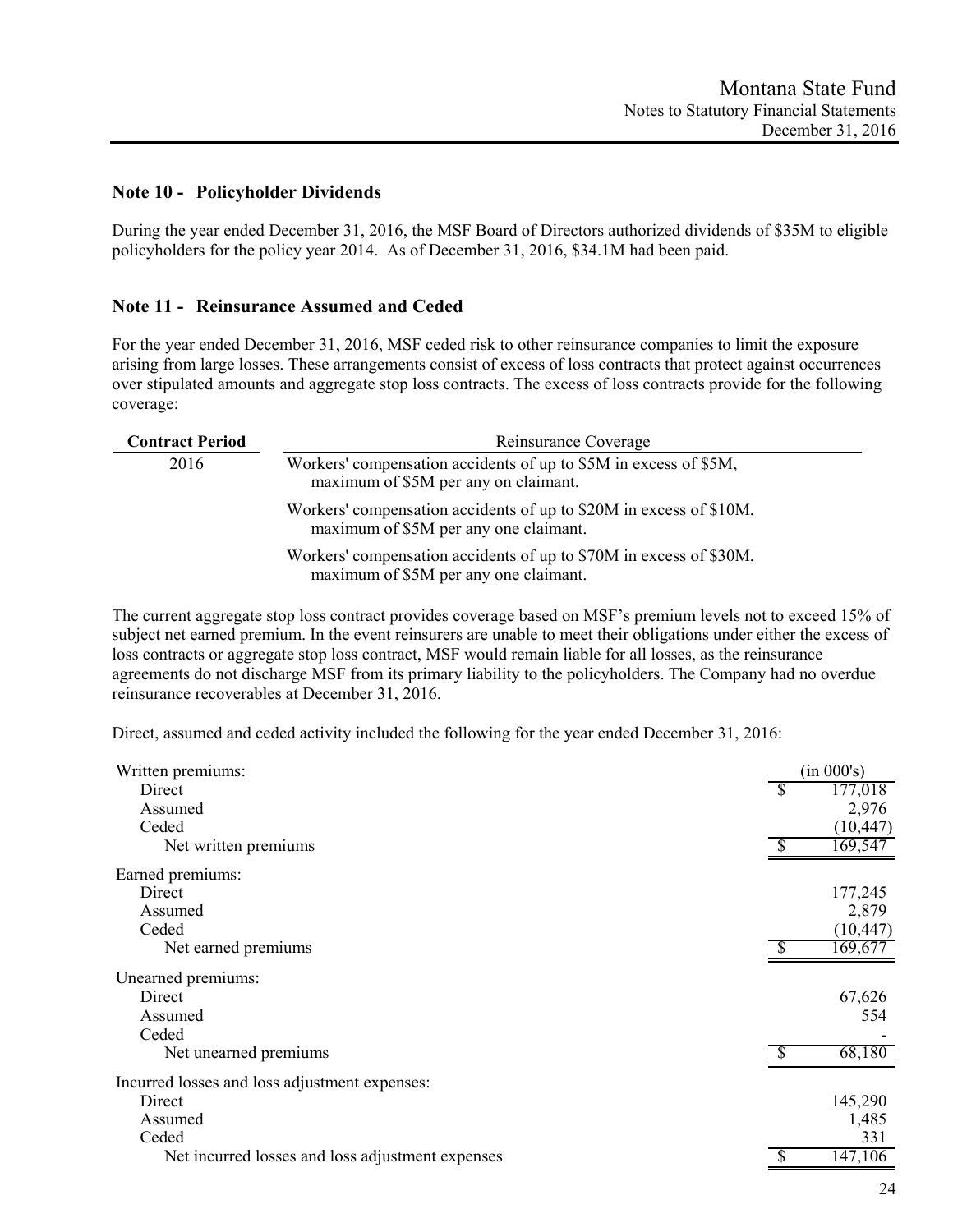## Note 10 - Policyholder Dividends

During the year ended December 31, 2016, the MSF Board of Directors authorized dividends of $35M to eligible policyholders for the policy year 2014. As of December 31, 2016, $34.1M had been paid.

## Note 11 - Reinsurance Assumed and Ceded

For the year ended December 31, 2016, MSF ceded risk to other reinsurance companies to limit the exposure arising from large losses. These arrangements consist of excess of loss contracts that protect against occurrences over stipulated amounts and aggregate stop loss contracts. The excess of loss contracts provide for the following coverage:

| Contract Period | Reinsurance Coverage |
|---|---|
| 2016 | Workers' compensation accidents of up to $5M in excess of $5M, maximum of $5M per any on claimant. |
| | Workers' compensation accidents of up to $20M in excess of $10M, maximum of $5M per any one claimant. |
| | Workers' compensation accidents of up to $70M in excess of $30M, maximum of $5M per any one claimant. |

The current aggregate stop loss contract provides coverage based on MSF's premium levels not to exceed 15% of subject net earned premium. In the event reinsurers are unable to meet their obligations under either the excess of loss contracts or aggregate stop loss contract, MSF would remain liable for all losses, as the reinsurance agreements do not discharge MSF from its primary liability to the policyholders. The Company had no overdue reinsurance recoverables at December 31, 2016.

Direct, assumed and ceded activity included the following for the year ended December 31, 2016:

| | (in 000's) |
|---|---|
| **Written premiums:** | |
| Direct | $ 177,018 |
| Assumed | 2,976 |
| Ceded | (10,447) |
| Net written premiums | $ 169,547 |
| **Earned premiums:** | |
| Direct | 177,245 |
| Assumed | 2,879 |
| Ceded | (10,447) |
| Net earned premiums | $ 169,677 |
| **Unearned premiums:** | |
| Direct | 67,626 |
| Assumed | 554 |
| Ceded | - |
| Net unearned premiums | $ 68,180 |
| **Incurred losses and loss adjustment expenses:** | |
| Direct | 145,290 |
| Assumed | 1,485 |
| Ceded | 331 |
| Net incurred losses and loss adjustment expenses | $ 147,106 |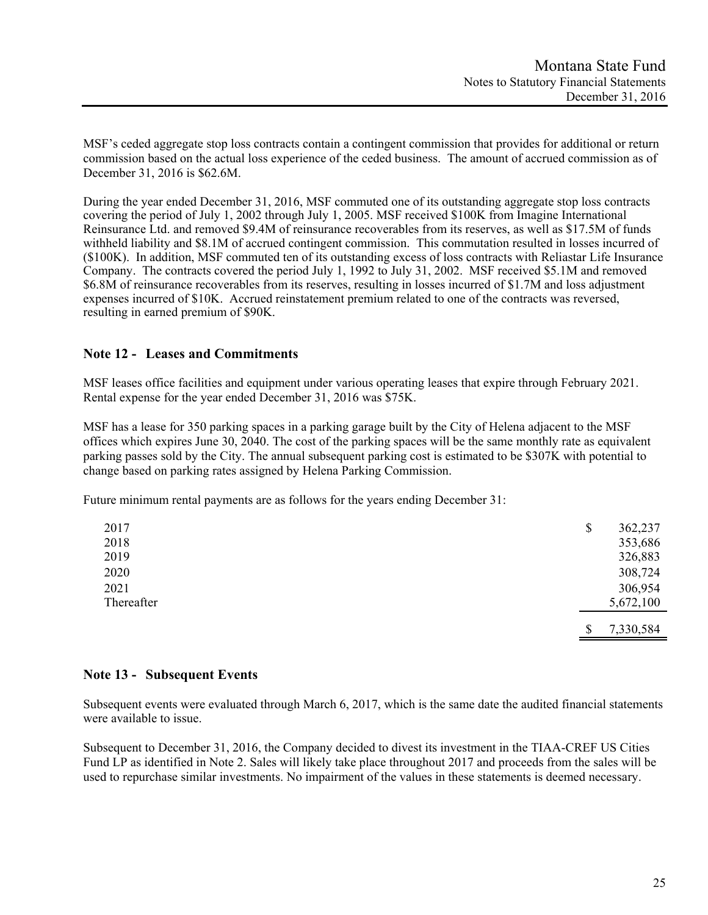MSF's ceded aggregate stop loss contracts contain a contingent commission that provides for additional or return commission based on the actual loss experience of the ceded business. The amount of accrued commission as of December 31, 2016 is $62.6M.

During the year ended December 31, 2016, MSF commuted one of its outstanding aggregate stop loss contracts covering the period of July 1, 2002 through July 1, 2005. MSF received $100K from Imagine International Reinsurance Ltd. and removed $9.4M of reinsurance recoverables from its reserves, as well as $17.5M of funds withheld liability and $8.1M of accrued contingent commission. This commutation resulted in losses incurred of ($100K). In addition, MSF commuted ten of its outstanding excess of loss contracts with Reliastar Life Insurance Company. The contracts covered the period July 1, 1992 to July 31, 2002. MSF received $5.1M and removed $6.8M of reinsurance recoverables from its reserves, resulting in losses incurred of $1.7M and loss adjustment expenses incurred of $10K. Accrued reinstatement premium related to one of the contracts was reversed, resulting in earned premium of $90K.

## Note 12 - Leases and Commitments

MSF leases office facilities and equipment under various operating leases that expire through February 2021. Rental expense for the year ended December 31, 2016 was $75K.

MSF has a lease for 350 parking spaces in a parking garage built by the City of Helena adjacent to the MSF offices which expires June 30, 2040. The cost of the parking spaces will be the same monthly rate as equivalent parking passes sold by the City. The annual subsequent parking cost is estimated to be $307K with potential to change based on parking rates assigned by Helena Parking Commission.

Future minimum rental payments are as follows for the years ending December 31:

| | |
|---|---|
| 2017 | $ 362,237 |
| 2018 | 353,686 |
| 2019 | 326,883 |
| 2020 | 308,724 |
| 2021 | 306,954 |
| Thereafter | 5,672,100 |
| | $ 7,330,584 |

## Note 13 - Subsequent Events

Subsequent events were evaluated through March 6, 2017, which is the same date the audited financial statements were available to issue.

Subsequent to December 31, 2016, the Company decided to divest its investment in the TIAA-CREF US Cities Fund LP as identified in Note 2. Sales will likely take place throughout 2017 and proceeds from the sales will be used to repurchase similar investments. No impairment of the values in these statements is deemed necessary.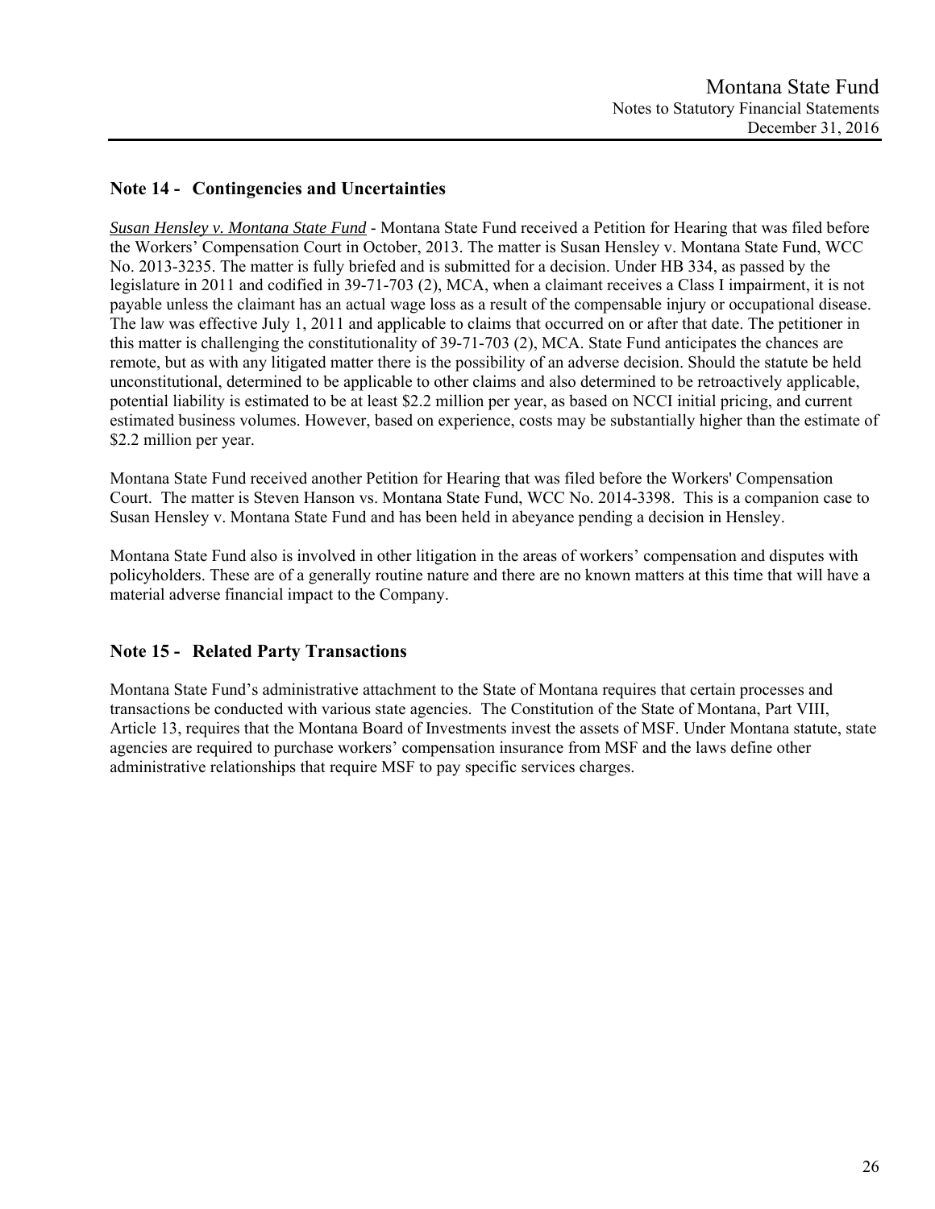## Note 14 - Contingencies and Uncertainties

*Susan Hensley v. Montana State Fund* - Montana State Fund received a Petition for Hearing that was filed before the Workers' Compensation Court in October, 2013. The matter is Susan Hensley v. Montana State Fund, WCC No. 2013-3235. The matter is fully briefed and is submitted for a decision. Under HB 334, as passed by the legislature in 2011 and codified in 39-71-703 (2), MCA, when a claimant receives a Class I impairment, it is not payable unless the claimant has an actual wage loss as a result of the compensable injury or occupational disease. The law was effective July 1, 2011 and applicable to claims that occurred on or after that date. The petitioner in this matter is challenging the constitutionality of 39-71-703 (2), MCA. State Fund anticipates the chances are remote, but as with any litigated matter there is the possibility of an adverse decision. Should the statute be held unconstitutional, determined to be applicable to other claims and also determined to be retroactively applicable, potential liability is estimated to be at least $2.2 million per year, as based on NCCI initial pricing, and current estimated business volumes. However, based on experience, costs may be substantially higher than the estimate of $2.2 million per year.

Montana State Fund received another Petition for Hearing that was filed before the Workers' Compensation Court. The matter is Steven Hanson vs. Montana State Fund, WCC No. 2014-3398. This is a companion case to Susan Hensley v. Montana State Fund and has been held in abeyance pending a decision in Hensley.

Montana State Fund also is involved in other litigation in the areas of workers' compensation and disputes with policyholders. These are of a generally routine nature and there are no known matters at this time that will have a material adverse financial impact to the Company.

## Note 15 - Related Party Transactions

Montana State Fund's administrative attachment to the State of Montana requires that certain processes and transactions be conducted with various state agencies. The Constitution of the State of Montana, Part VIII, Article 13, requires that the Montana Board of Investments invest the assets of MSF. Under Montana statute, state agencies are required to purchase workers' compensation insurance from MSF and the laws define other administrative relationships that require MSF to pay specific services charges.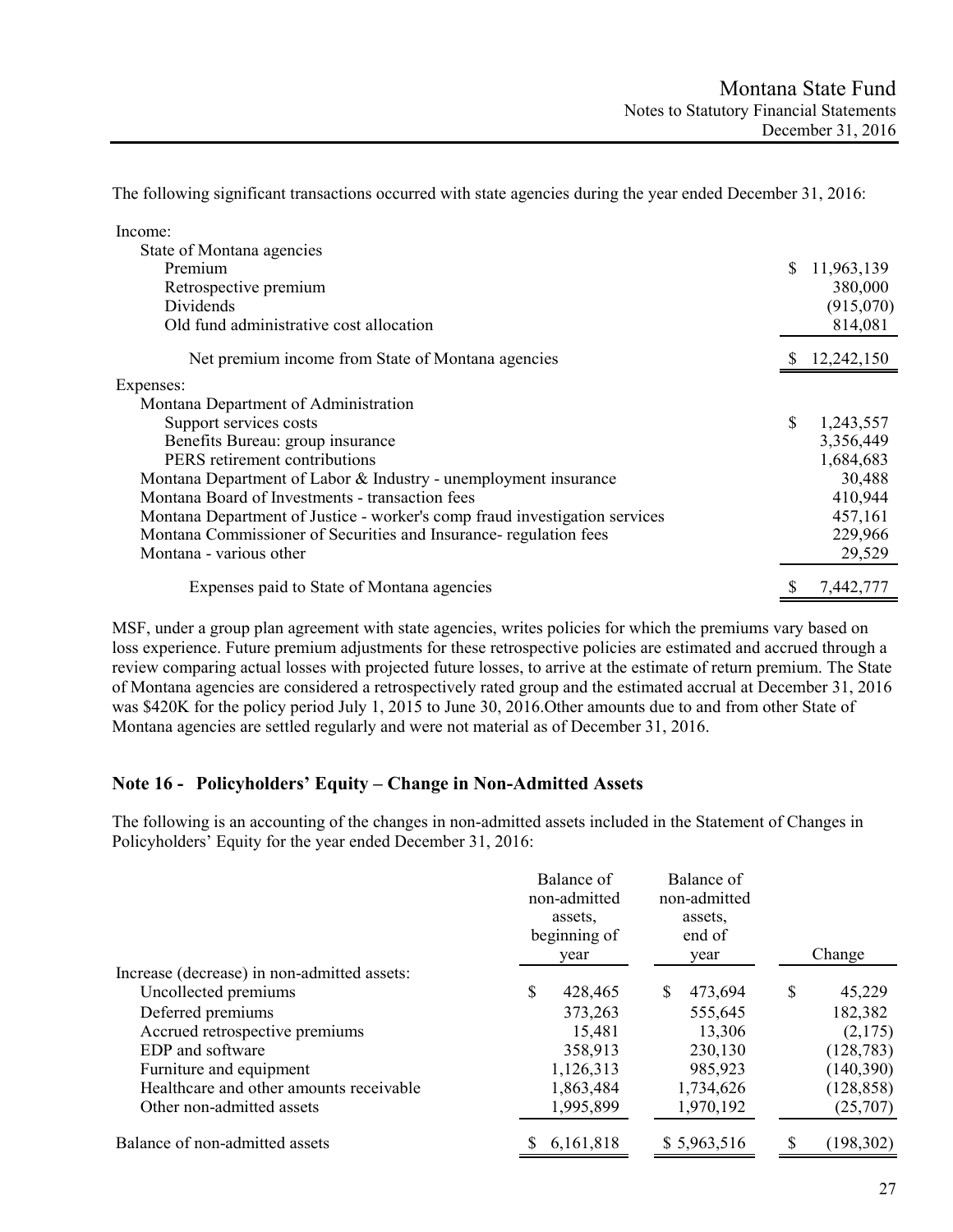The following significant transactions occurred with state agencies during the year ended December 31, 2016:

| | |
|---|---|
| Income: | |
| State of Montana agencies | |
| Premium | $ 11,963,139 |
| Retrospective premium | 380,000 |
| Dividends | (915,070) |
| Old fund administrative cost allocation | 814,081 |
| Net premium income from State of Montana agencies | $ 12,242,150 |
| Expenses: | |
| Montana Department of Administration | |
| Support services costs | $ 1,243,557 |
| Benefits Bureau: group insurance | 3,356,449 |
| PERS retirement contributions | 1,684,683 |
| Montana Department of Labor & Industry - unemployment insurance | 30,488 |
| Montana Board of Investments - transaction fees | 410,944 |
| Montana Department of Justice - worker's comp fraud investigation services | 457,161 |
| Montana Commissioner of Securities and Insurance- regulation fees | 229,966 |
| Montana - various other | 29,529 |
| Expenses paid to State of Montana agencies | $ 7,442,777 |

MSF, under a group plan agreement with state agencies, writes policies for which the premiums vary based on loss experience. Future premium adjustments for these retrospective policies are estimated and accrued through a review comparing actual losses with projected future losses, to arrive at the estimate of return premium. The State of Montana agencies are considered a retrospectively rated group and the estimated accrual at December 31, 2016 was $420K for the policy period July 1, 2015 to June 30, 2016.Other amounts due to and from other State of Montana agencies are settled regularly and were not material as of December 31, 2016.

## Note 16 - Policyholders' Equity – Change in Non-Admitted Assets

The following is an accounting of the changes in non-admitted assets included in the Statement of Changes in Policyholders' Equity for the year ended December 31, 2016:

| | Balance of non-admitted assets, beginning of year | Balance of non-admitted assets, end of year | Change |
|---|---|---|---|
| Increase (decrease) in non-admitted assets: | | | |
| Uncollected premiums | $ 428,465 | $ 473,694 | $ 45,229 |
| Deferred premiums | 373,263 | 555,645 | 182,382 |
| Accrued retrospective premiums | 15,481 | 13,306 | (2,175) |
| EDP and software | 358,913 | 230,130 | (128,783) |
| Furniture and equipment | 1,126,313 | 985,923 | (140,390) |
| Healthcare and other amounts receivable | 1,863,484 | 1,734,626 | (128,858) |
| Other non-admitted assets | 1,995,899 | 1,970,192 | (25,707) |
| Balance of non-admitted assets | $ 6,161,818 | $ 5,963,516 | $ (198,302) |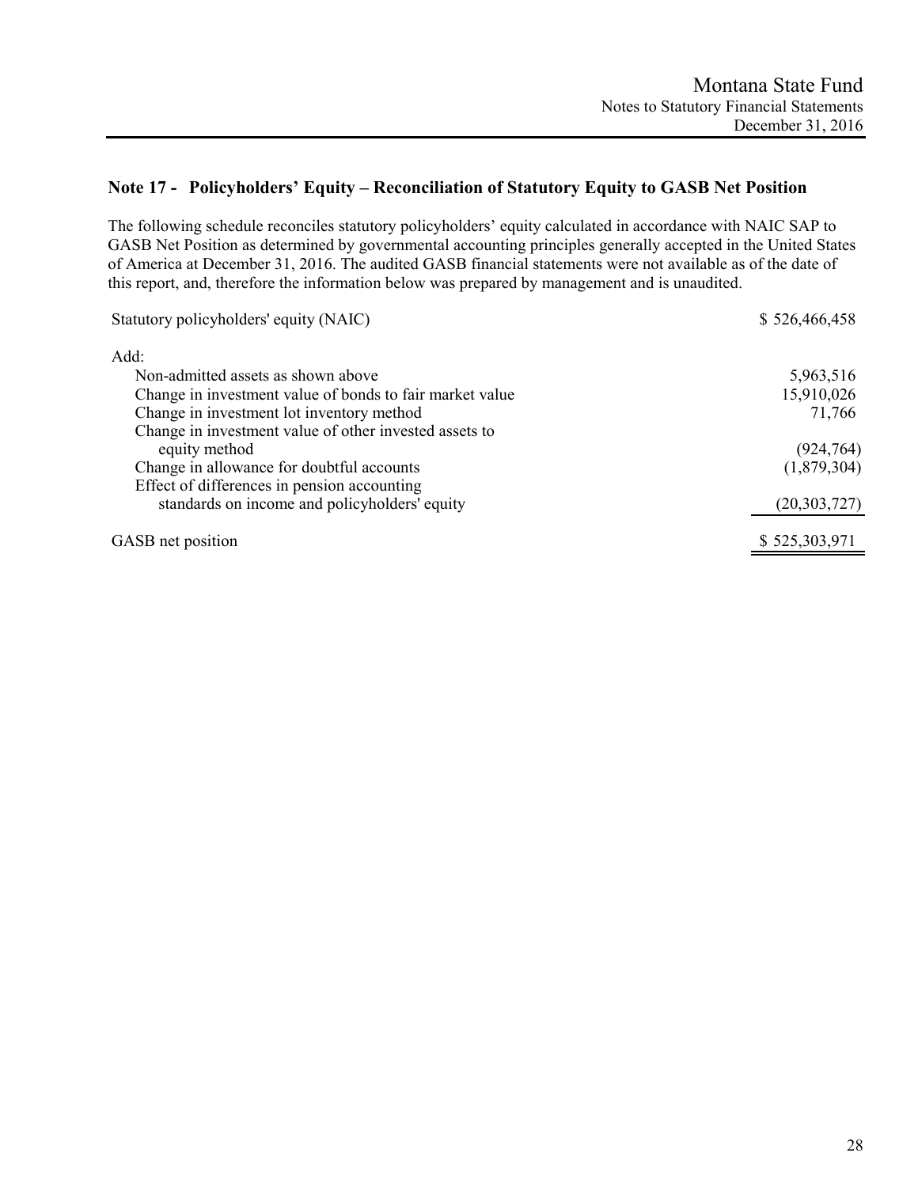## Note 17 - Policyholders' Equity – Reconciliation of Statutory Equity to GASB Net Position

The following schedule reconciles statutory policyholders' equity calculated in accordance with NAIC SAP to GASB Net Position as determined by governmental accounting principles generally accepted in the United States of America at December 31, 2016. The audited GASB financial statements were not available as of the date of this report, and, therefore the information below was prepared by management and is unaudited.

| | |
|---|---|
| Statutory policyholders' equity (NAIC) | $ 526,466,458 |
| Add: | |
| Non-admitted assets as shown above | 5,963,516 |
| Change in investment value of bonds to fair market value | 15,910,026 |
| Change in investment lot inventory method | 71,766 |
| Change in investment value of other invested assets to equity method | (924,764) |
| Change in allowance for doubtful accounts | (1,879,304) |
| Effect of differences in pension accounting standards on income and policyholders' equity | (20,303,727) |
| GASB net position | $ 525,303,971 |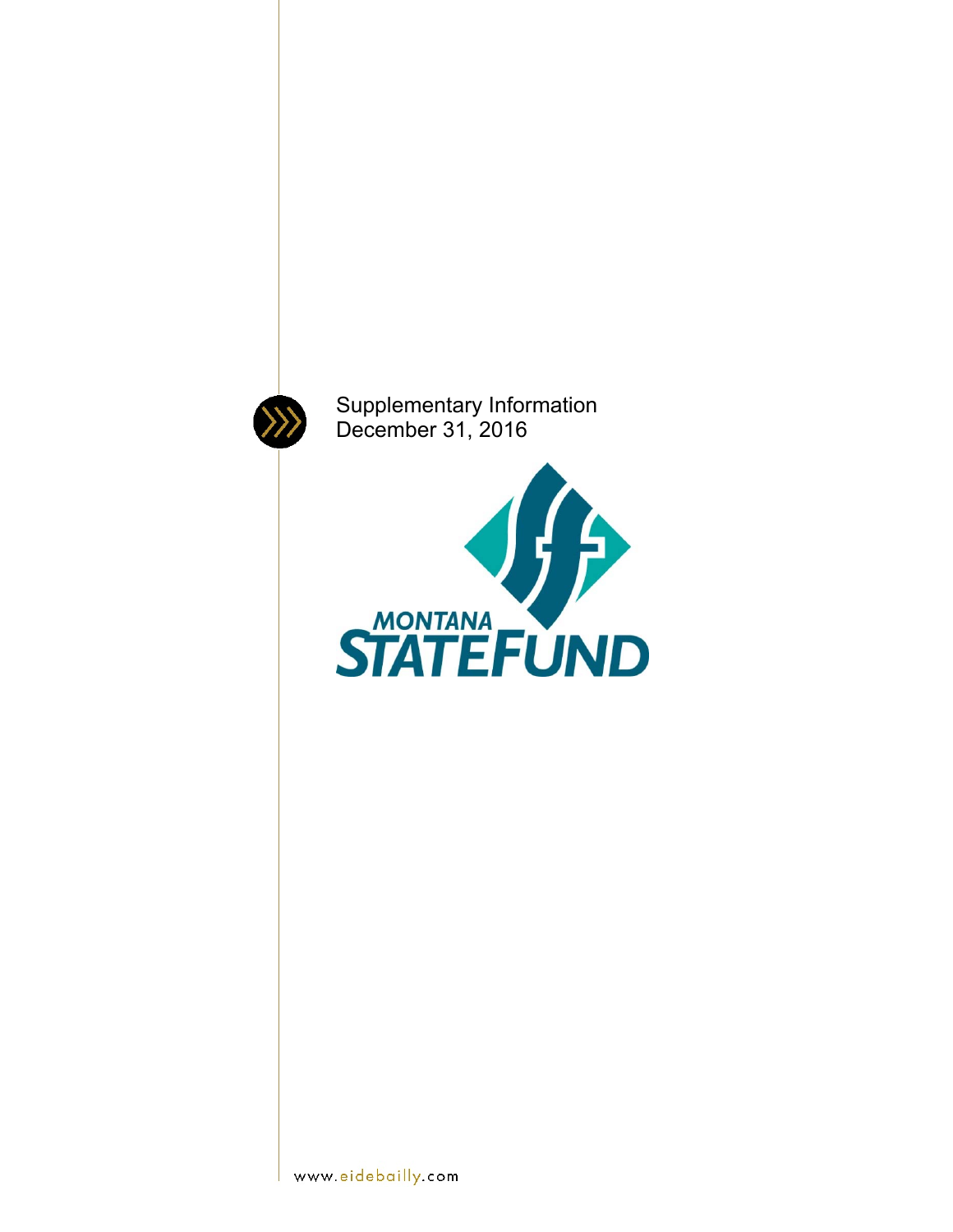Supplementary Information
December 31, 2016

MONTANA
STATEFUND

www.eidebailly.com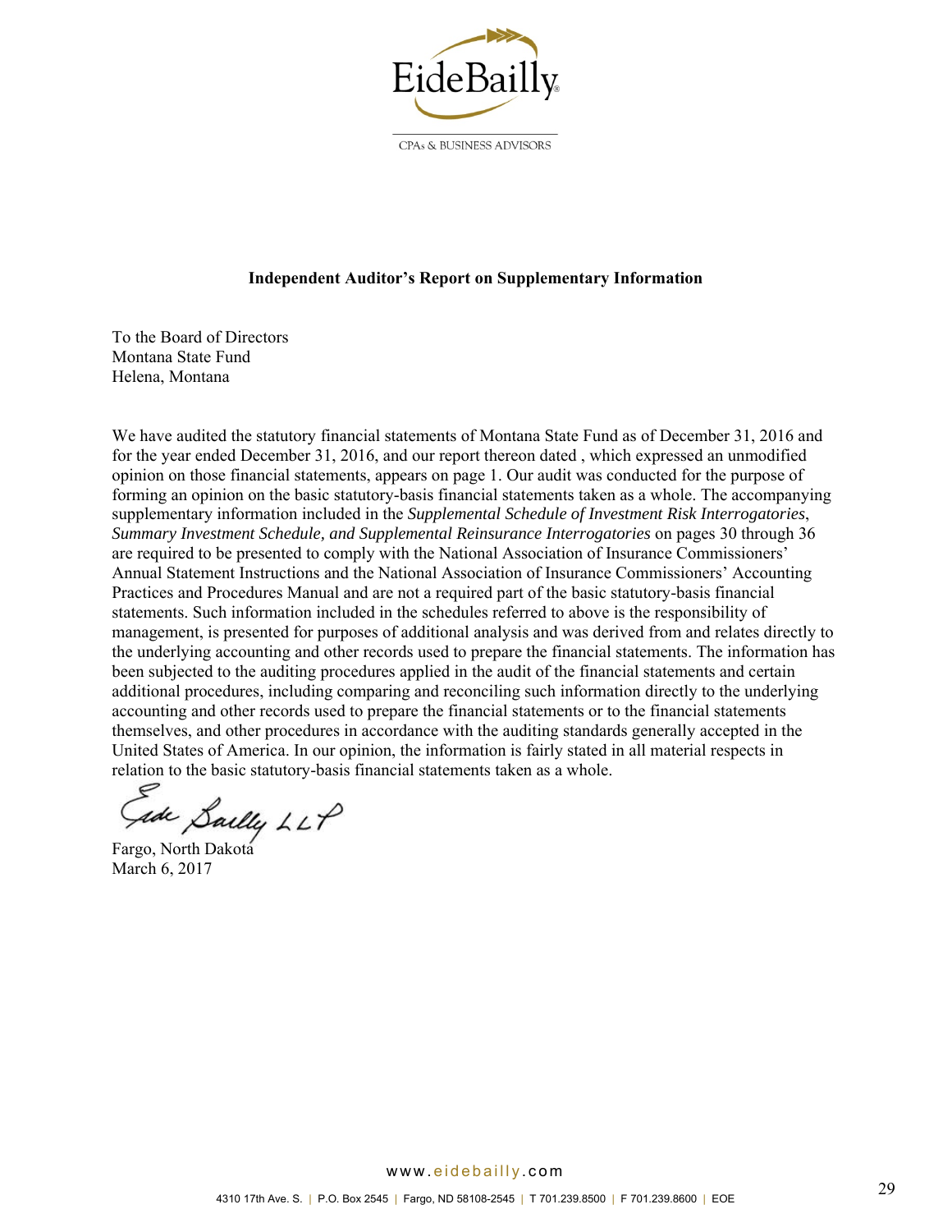EideBailly

CPAs & BUSINESS ADVISORS

**Independent Auditor's Report on Supplementary Information**

To the Board of Directors
Montana State Fund
Helena, Montana

We have audited the statutory financial statements of Montana State Fund as of December 31, 2016 and for the year ended December 31, 2016, and our report thereon dated , which expressed an unmodified opinion on those financial statements, appears on page 1. Our audit was conducted for the purpose of forming an opinion on the basic statutory-basis financial statements taken as a whole. The accompanying supplementary information included in the *Supplemental Schedule of Investment Risk Interrogatories*, *Summary Investment Schedule, and Supplemental Reinsurance Interrogatories* on pages 30 through 36 are required to be presented to comply with the National Association of Insurance Commissioners' Annual Statement Instructions and the National Association of Insurance Commissioners' Accounting Practices and Procedures Manual and are not a required part of the basic statutory-basis financial statements. Such information included in the schedules referred to above is the responsibility of management, is presented for purposes of additional analysis and was derived from and relates directly to the underlying accounting and other records used to prepare the financial statements. The information has been subjected to the auditing procedures applied in the audit of the financial statements and certain additional procedures, including comparing and reconciling such information directly to the underlying accounting and other records used to prepare the financial statements or to the financial statements themselves, and other procedures in accordance with the auditing standards generally accepted in the United States of America. In our opinion, the information is fairly stated in all material respects in relation to the basic statutory-basis financial statements taken as a whole.

Eide Bailly LLP

Fargo, North Dakota
March 6, 2017

www.eidebailly.com

4310 17th Ave. S. | P.O. Box 2545 | Fargo, ND 58108-2545 | T 701.239.8500 | F 701.239.8600 | EOE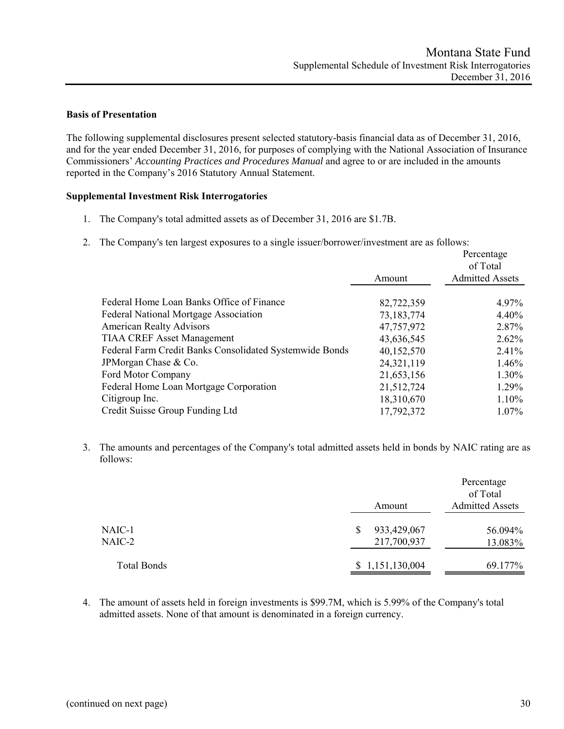### Basis of Presentation

The following supplemental disclosures present selected statutory-basis financial data as of December 31, 2016, and for the year ended December 31, 2016, for purposes of complying with the National Association of Insurance Commissioners' *Accounting Practices and Procedures Manual* and agree to or are included in the amounts reported in the Company's 2016 Statutory Annual Statement.

### Supplemental Investment Risk Interrogatories

1. The Company's total admitted assets as of December 31, 2016 are $1.7B.

2. The Company's ten largest exposures to a single issuer/borrower/investment are as follows:

| | Amount | Percentage of Total Admitted Assets |
|---|---|---|
| Federal Home Loan Banks Office of Finance | 82,722,359 | 4.97% |
| Federal National Mortgage Association | 73,183,774 | 4.40% |
| American Realty Advisors | 47,757,972 | 2.87% |
| TIAA CREF Asset Management | 43,636,545 | 2.62% |
| Federal Farm Credit Banks Consolidated Systemwide Bonds | 40,152,570 | 2.41% |
| JPMorgan Chase & Co. | 24,321,119 | 1.46% |
| Ford Motor Company | 21,653,156 | 1.30% |
| Federal Home Loan Mortgage Corporation | 21,512,724 | 1.29% |
| Citigroup Inc. | 18,310,670 | 1.10% |
| Credit Suisse Group Funding Ltd | 17,792,372 | 1.07% |

3. The amounts and percentages of the Company's total admitted assets held in bonds by NAIC rating are as follows:

| | Amount | Percentage of Total Admitted Assets |
|---|---|---|
| NAIC-1 | $ 933,429,067 | 56.094% |
| NAIC-2 | 217,700,937 | 13.083% |
| Total Bonds | $ 1,151,130,004 | 69.177% |

4. The amount of assets held in foreign investments is $99.7M, which is 5.99% of the Company's total admitted assets. None of that amount is denominated in a foreign currency.

(continued on next page)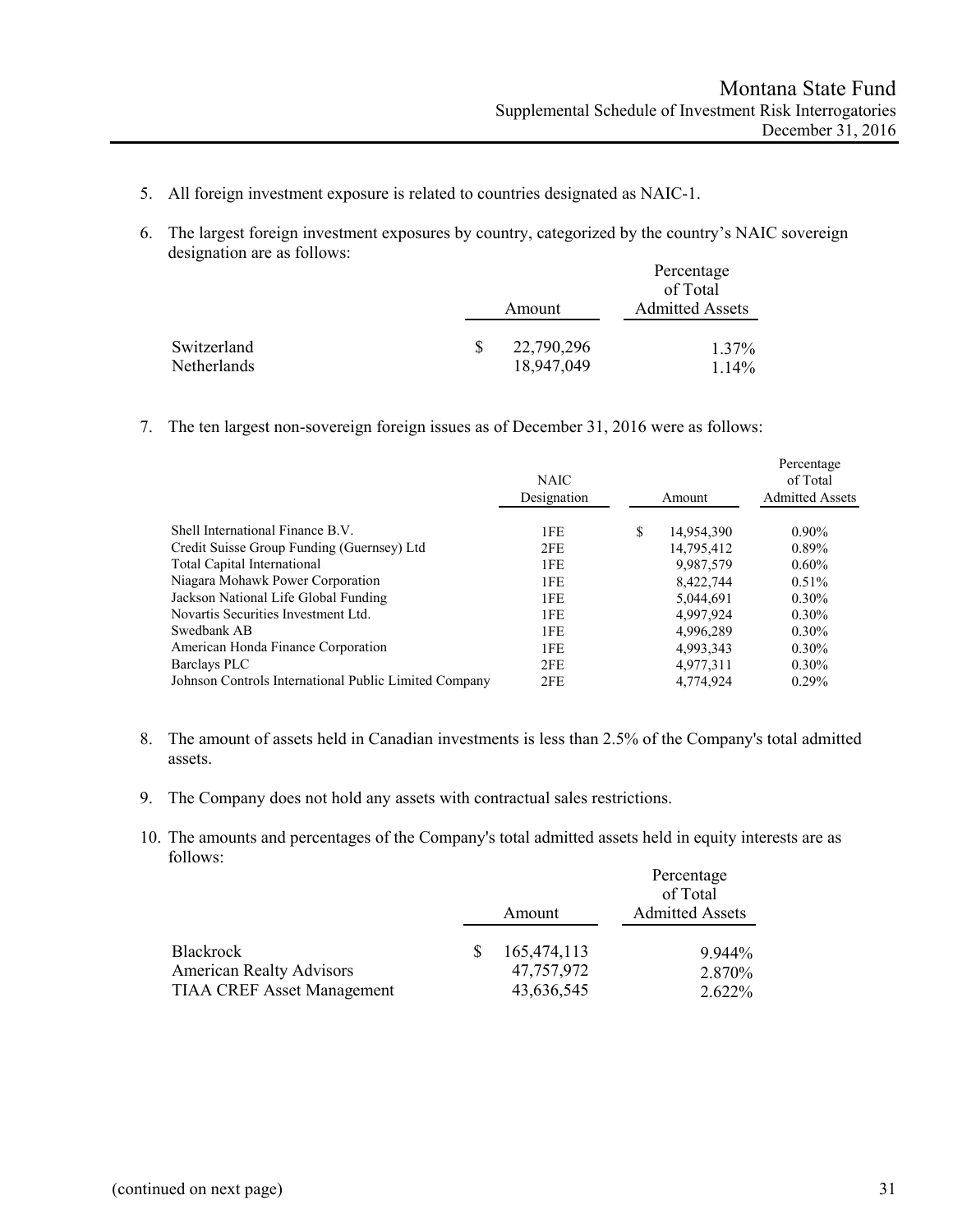5. All foreign investment exposure is related to countries designated as NAIC-1.

6. The largest foreign investment exposures by country, categorized by the country's NAIC sovereign designation are as follows:

| | Amount | Percentage of Total Admitted Assets |
|---|---|---|
| Switzerland | $ 22,790,296 | 1.37% |
| Netherlands | 18,947,049 | 1.14% |

7. The ten largest non-sovereign foreign issues as of December 31, 2016 were as follows:

| | NAIC Designation | Amount | Percentage of Total Admitted Assets |
|---|---|---|---|
| Shell International Finance B.V. | 1FE | $ 14,954,390 | 0.90% |
| Credit Suisse Group Funding (Guernsey) Ltd | 2FE | 14,795,412 | 0.89% |
| Total Capital International | 1FE | 9,987,579 | 0.60% |
| Niagara Mohawk Power Corporation | 1FE | 8,422,744 | 0.51% |
| Jackson National Life Global Funding | 1FE | 5,044,691 | 0.30% |
| Novartis Securities Investment Ltd. | 1FE | 4,997,924 | 0.30% |
| Swedbank AB | 1FE | 4,996,289 | 0.30% |
| American Honda Finance Corporation | 1FE | 4,993,343 | 0.30% |
| Barclays PLC | 2FE | 4,977,311 | 0.30% |
| Johnson Controls International Public Limited Company | 2FE | 4,774,924 | 0.29% |

8. The amount of assets held in Canadian investments is less than 2.5% of the Company's total admitted assets.

9. The Company does not hold any assets with contractual sales restrictions.

10. The amounts and percentages of the Company's total admitted assets held in equity interests are as follows:

| | Amount | Percentage of Total Admitted Assets |
|---|---|---|
| Blackrock | $ 165,474,113 | 9.944% |
| American Realty Advisors | 47,757,972 | 2.870% |
| TIAA CREF Asset Management | 43,636,545 | 2.622% |

(continued on next page)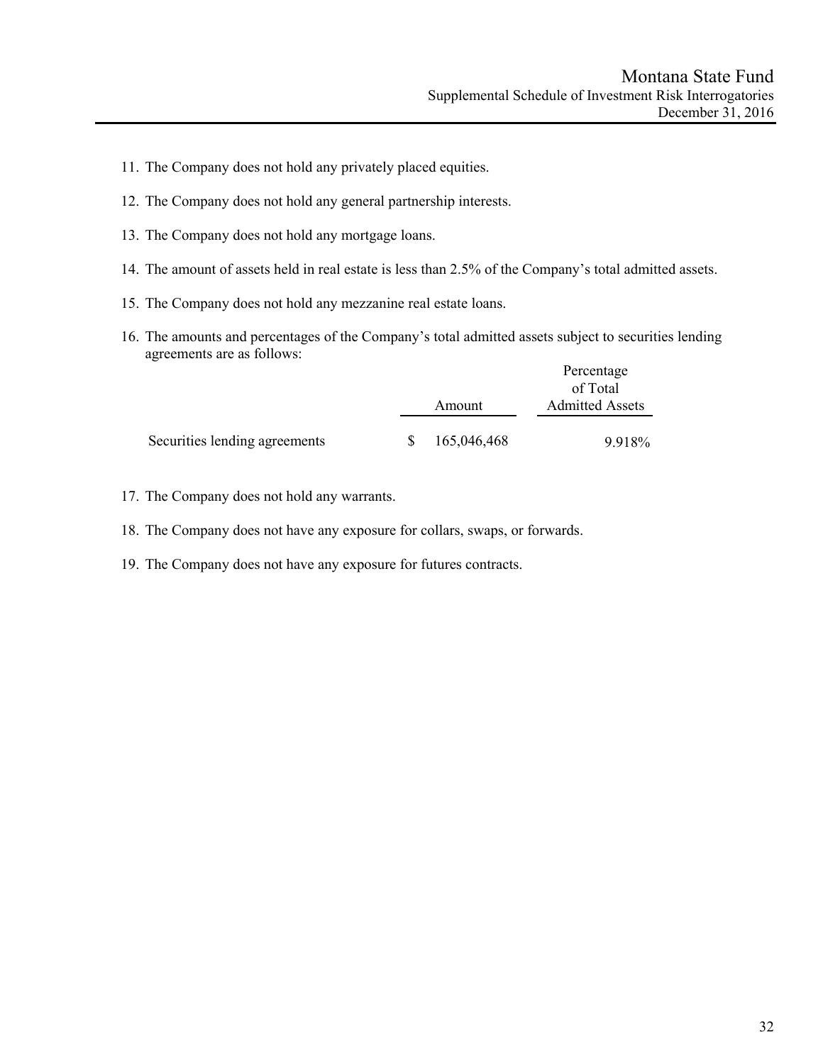11. The Company does not hold any privately placed equities.
12. The Company does not hold any general partnership interests.
13. The Company does not hold any mortgage loans.
14. The amount of assets held in real estate is less than 2.5% of the Company's total admitted assets.
15. The Company does not hold any mezzanine real estate loans.
16. The amounts and percentages of the Company's total admitted assets subject to securities lending agreements are as follows:

| | Amount | Percentage of Total Admitted Assets |
|---|---|---|
| Securities lending agreements | $ 165,046,468 | 9.918% |

17. The Company does not hold any warrants.
18. The Company does not have any exposure for collars, swaps, or forwards.
19. The Company does not have any exposure for futures contracts.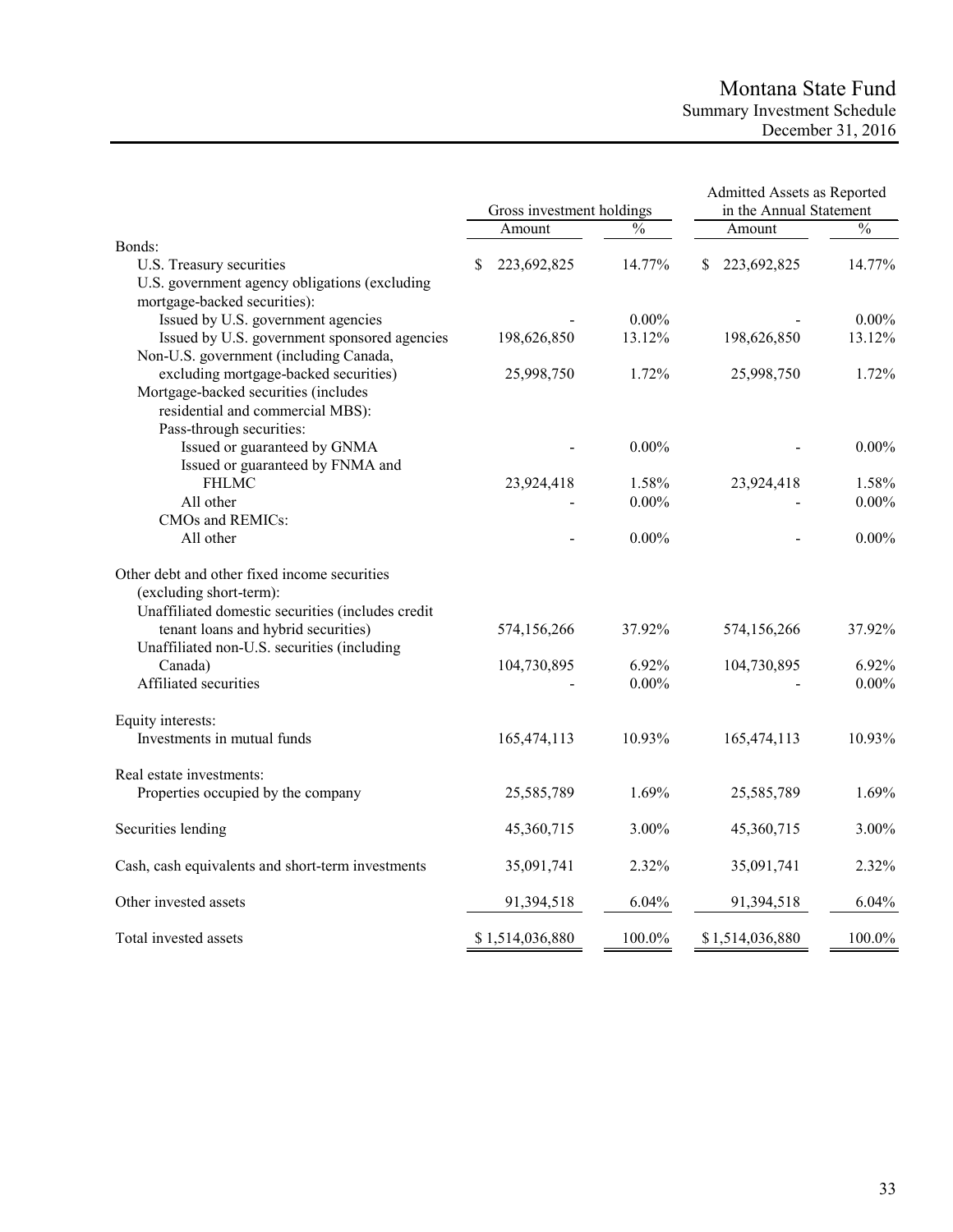# Montana State Fund

## Summary Investment Schedule

### December 31, 2016

| | Gross investment holdings | | Admitted Assets as Reported in the Annual Statement | |
|---|---|---|---|---|
| | Amount | % | Amount | % |
| Bonds: | | | | |
| U.S. Treasury securities | $ 223,692,825 | 14.77% | $ 223,692,825 | 14.77% |
| U.S. government agency obligations (excluding mortgage-backed securities): | | | | |
| Issued by U.S. government agencies | - | 0.00% | - | 0.00% |
| Issued by U.S. government sponsored agencies | 198,626,850 | 13.12% | 198,626,850 | 13.12% |
| Non-U.S. government (including Canada, excluding mortgage-backed securities) | 25,998,750 | 1.72% | 25,998,750 | 1.72% |
| Mortgage-backed securities (includes residential and commercial MBS): | | | | |
| Pass-through securities: | | | | |
| Issued or guaranteed by GNMA | - | 0.00% | - | 0.00% |
| Issued or guaranteed by FNMA and FHLMC | 23,924,418 | 1.58% | 23,924,418 | 1.58% |
| All other | - | 0.00% | - | 0.00% |
| CMOs and REMICs: | | | | |
| All other | - | 0.00% | - | 0.00% |
| Other debt and other fixed income securities (excluding short-term): | | | | |
| Unaffiliated domestic securities (includes credit tenant loans and hybrid securities) | 574,156,266 | 37.92% | 574,156,266 | 37.92% |
| Unaffiliated non-U.S. securities (including Canada) | 104,730,895 | 6.92% | 104,730,895 | 6.92% |
| Affiliated securities | - | 0.00% | - | 0.00% |
| Equity interests: | | | | |
| Investments in mutual funds | 165,474,113 | 10.93% | 165,474,113 | 10.93% |
| Real estate investments: | | | | |
| Properties occupied by the company | 25,585,789 | 1.69% | 25,585,789 | 1.69% |
| Securities lending | 45,360,715 | 3.00% | 45,360,715 | 3.00% |
| Cash, cash equivalents and short-term investments | 35,091,741 | 2.32% | 35,091,741 | 2.32% |
| Other invested assets | 91,394,518 | 6.04% | 91,394,518 | 6.04% |
| Total invested assets | $ 1,514,036,880 | 100.0% | $ 1,514,036,880 | 100.0% |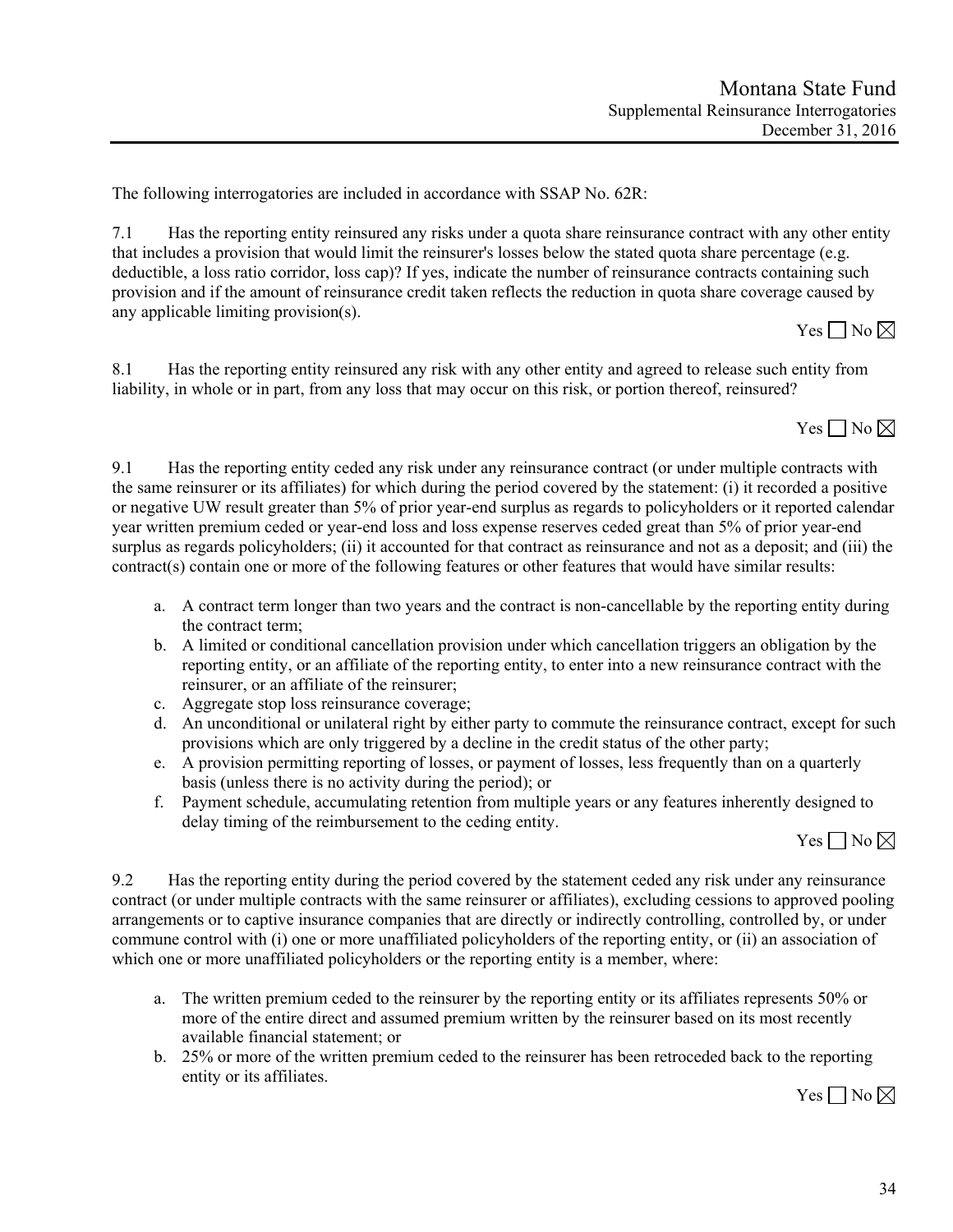The following interrogatories are included in accordance with SSAP No. 62R:

7.1 Has the reporting entity reinsured any risks under a quota share reinsurance contract with any other entity that includes a provision that would limit the reinsurer's losses below the stated quota share percentage (e.g. deductible, a loss ratio corridor, loss cap)? If yes, indicate the number of reinsurance contracts containing such provision and if the amount of reinsurance credit taken reflects the reduction in quota share coverage caused by any applicable limiting provision(s).

Yes ☐ No ☒

8.1 Has the reporting entity reinsured any risk with any other entity and agreed to release such entity from liability, in whole or in part, from any loss that may occur on this risk, or portion thereof, reinsured?

Yes ☐ No ☒

9.1 Has the reporting entity ceded any risk under any reinsurance contract (or under multiple contracts with the same reinsurer or its affiliates) for which during the period covered by the statement: (i) it recorded a positive or negative UW result greater than 5% of prior year-end surplus as regards to policyholders or it reported calendar year written premium ceded or year-end loss and loss expense reserves ceded great than 5% of prior year-end surplus as regards policyholders; (ii) it accounted for that contract as reinsurance and not as a deposit; and (iii) the contract(s) contain one or more of the following features or other features that would have similar results:

a. A contract term longer than two years and the contract is non-cancellable by the reporting entity during the contract term;
b. A limited or conditional cancellation provision under which cancellation triggers an obligation by the reporting entity, or an affiliate of the reporting entity, to enter into a new reinsurance contract with the reinsurer, or an affiliate of the reinsurer;
c. Aggregate stop loss reinsurance coverage;
d. An unconditional or unilateral right by either party to commute the reinsurance contract, except for such provisions which are only triggered by a decline in the credit status of the other party;
e. A provision permitting reporting of losses, or payment of losses, less frequently than on a quarterly basis (unless there is no activity during the period); or
f. Payment schedule, accumulating retention from multiple years or any features inherently designed to delay timing of the reimbursement to the ceding entity.

Yes ☐ No ☒

9.2 Has the reporting entity during the period covered by the statement ceded any risk under any reinsurance contract (or under multiple contracts with the same reinsurer or affiliates), excluding cessions to approved pooling arrangements or to captive insurance companies that are directly or indirectly controlling, controlled by, or under commune control with (i) one or more unaffiliated policyholders of the reporting entity, or (ii) an association of which one or more unaffiliated policyholders or the reporting entity is a member, where:

a. The written premium ceded to the reinsurer by the reporting entity or its affiliates represents 50% or more of the entire direct and assumed premium written by the reinsurer based on its most recently available financial statement; or
b. 25% or more of the written premium ceded to the reinsurer has been retroceded back to the reporting entity or its affiliates.

Yes ☐ No ☒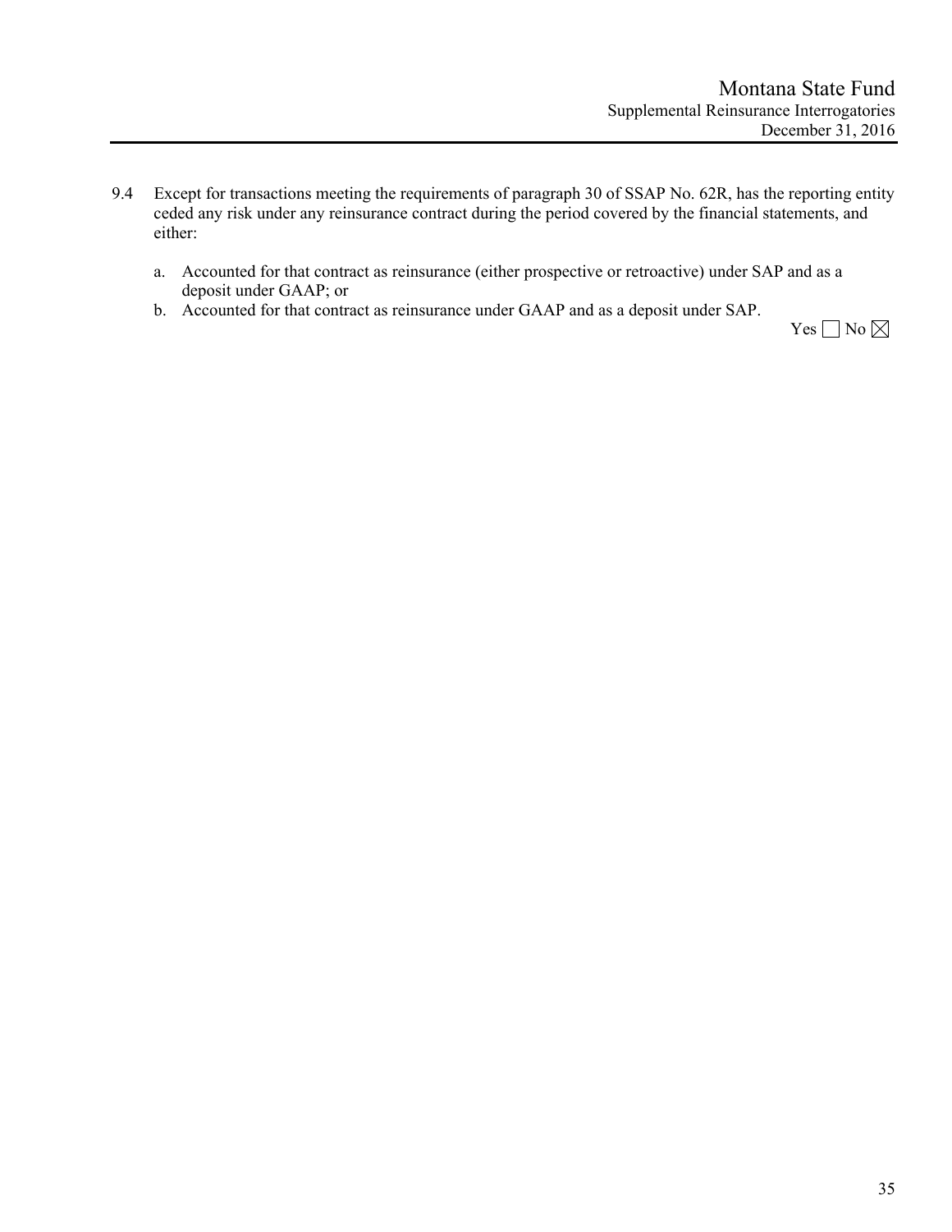9.4 Except for transactions meeting the requirements of paragraph 30 of SSAP No. 62R, has the reporting entity ceded any risk under any reinsurance contract during the period covered by the financial statements, and either:

   a. Accounted for that contract as reinsurance (either prospective or retroactive) under SAP and as a deposit under GAAP; or
   b. Accounted for that contract as reinsurance under GAAP and as a deposit under SAP.

Yes ☐ No ☒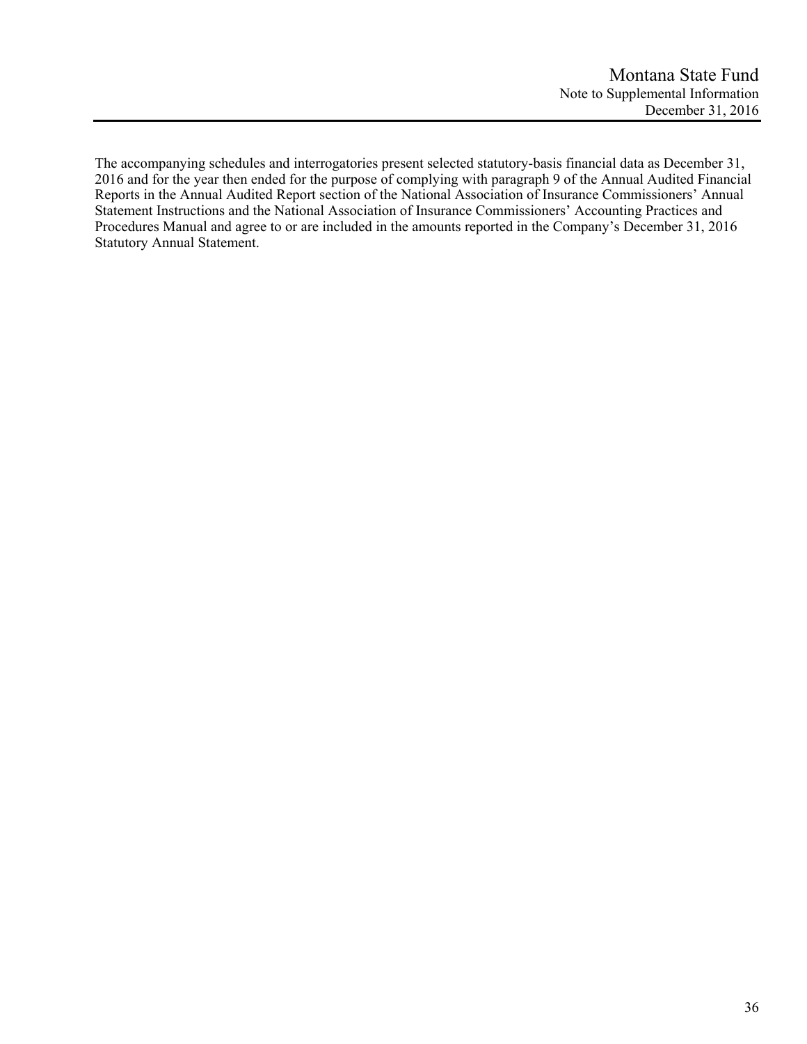The accompanying schedules and interrogatories present selected statutory-basis financial data as December 31, 2016 and for the year then ended for the purpose of complying with paragraph 9 of the Annual Audited Financial Reports in the Annual Audited Report section of the National Association of Insurance Commissioners' Annual Statement Instructions and the National Association of Insurance Commissioners' Accounting Practices and Procedures Manual and agree to or are included in the amounts reported in the Company's December 31, 2016 Statutory Annual Statement.